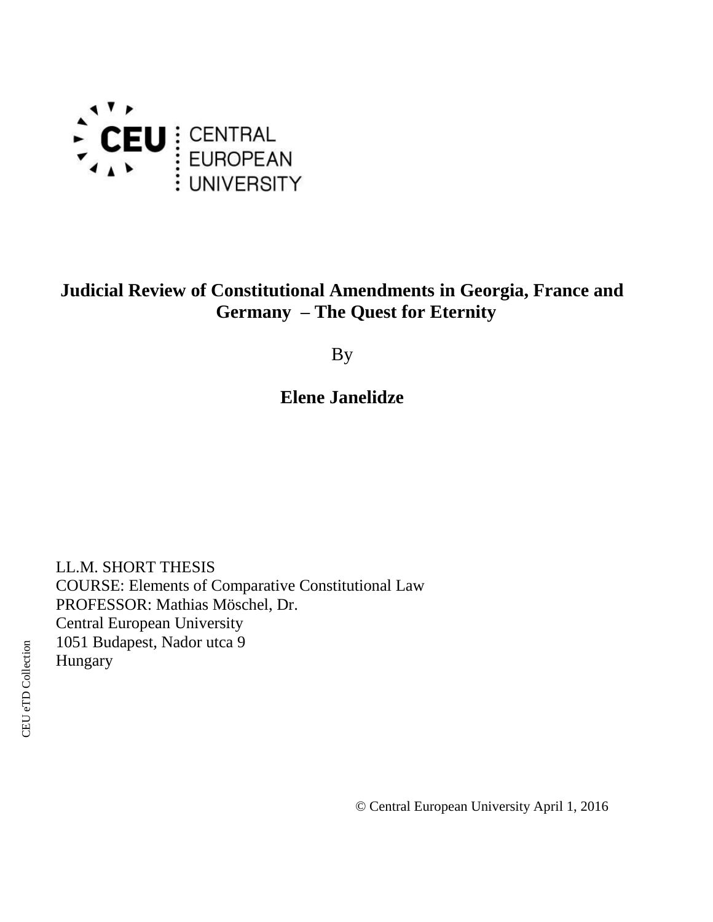CEU | CENTRAL EUROPEAN UNIVERSITY

# Judicial Review of Constitutional Amendments in Georgia, France and Germany – The Quest for Eternity

By

**Elene Janelidze**

LL.M. SHORT THESIS
COURSE: Elements of Comparative Constitutional Law
PROFESSOR: Mathias Möschel, Dr.
Central European University
1051 Budapest, Nador utca 9
Hungary

© Central European University April 1, 2016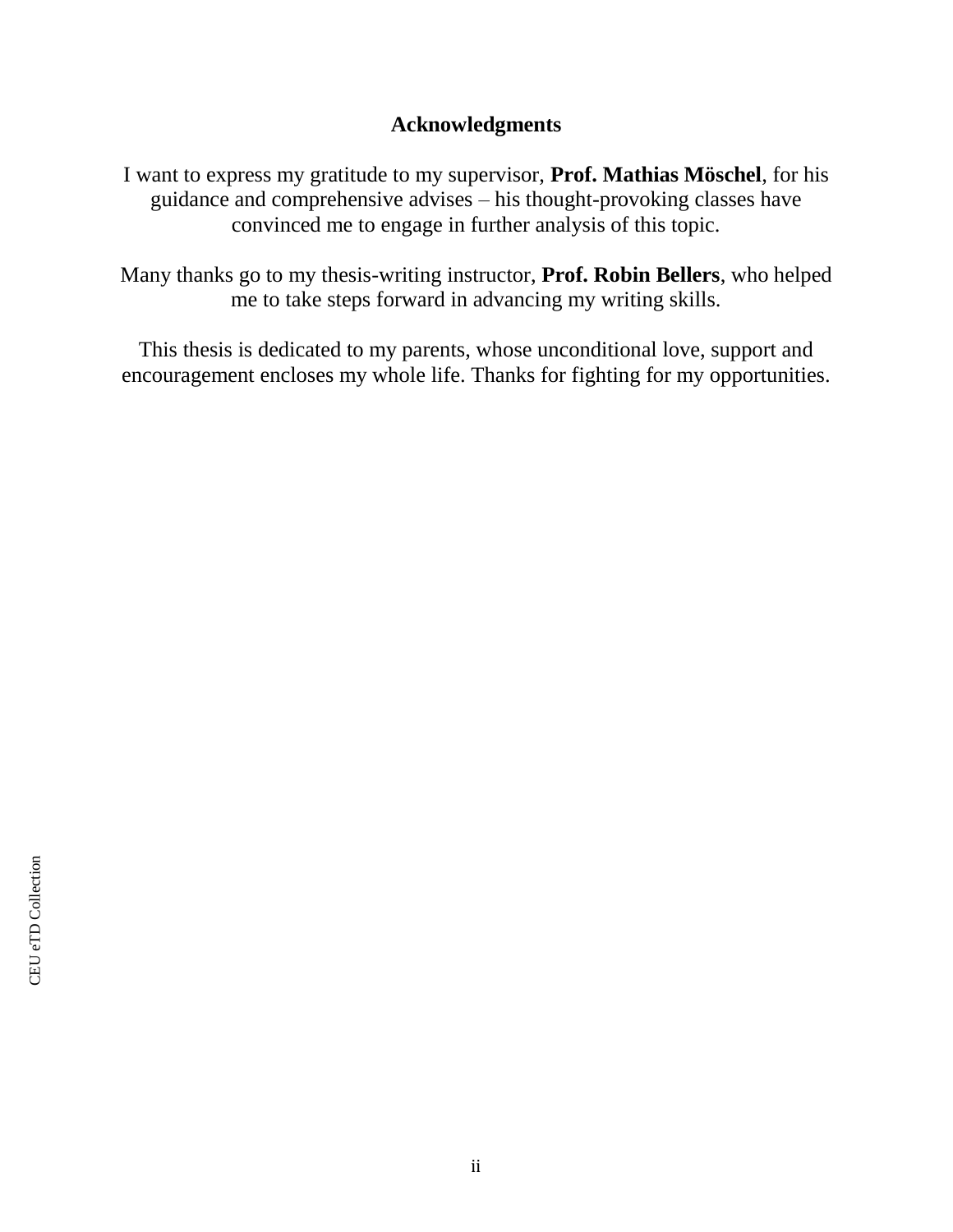## Acknowledgments

I want to express my gratitude to my supervisor, **Prof. Mathias Möschel**, for his guidance and comprehensive advises – his thought-provoking classes have convinced me to engage in further analysis of this topic.

Many thanks go to my thesis-writing instructor, **Prof. Robin Bellers**, who helped me to take steps forward in advancing my writing skills.

This thesis is dedicated to my parents, whose unconditional love, support and encouragement encloses my whole life. Thanks for fighting for my opportunities.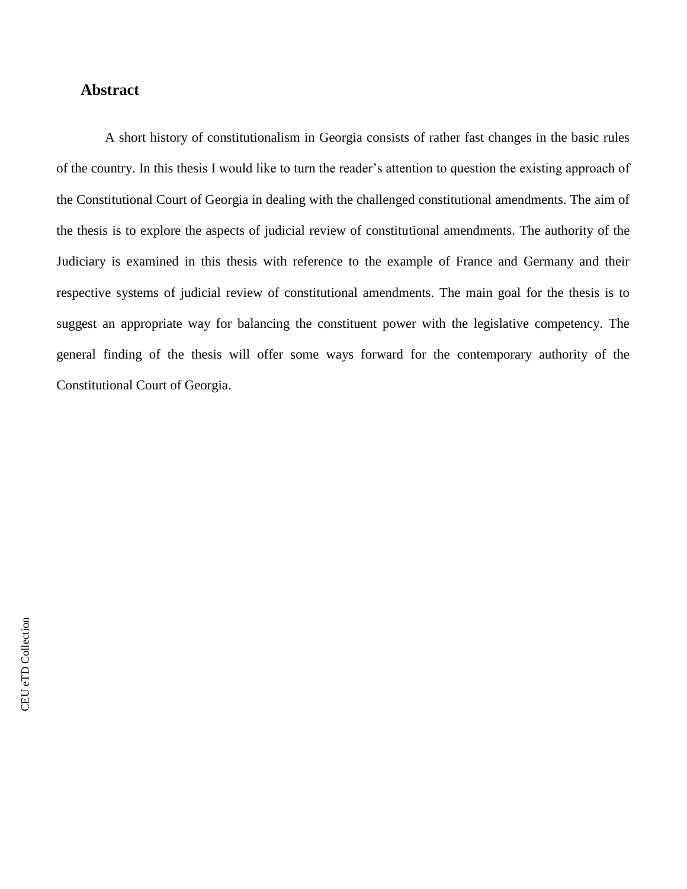# Abstract

A short history of constitutionalism in Georgia consists of rather fast changes in the basic rules of the country. In this thesis I would like to turn the reader's attention to question the existing approach of the Constitutional Court of Georgia in dealing with the challenged constitutional amendments. The aim of the thesis is to explore the aspects of judicial review of constitutional amendments. The authority of the Judiciary is examined in this thesis with reference to the example of France and Germany and their respective systems of judicial review of constitutional amendments. The main goal for the thesis is to suggest an appropriate way for balancing the constituent power with the legislative competency. The general finding of the thesis will offer some ways forward for the contemporary authority of the Constitutional Court of Georgia.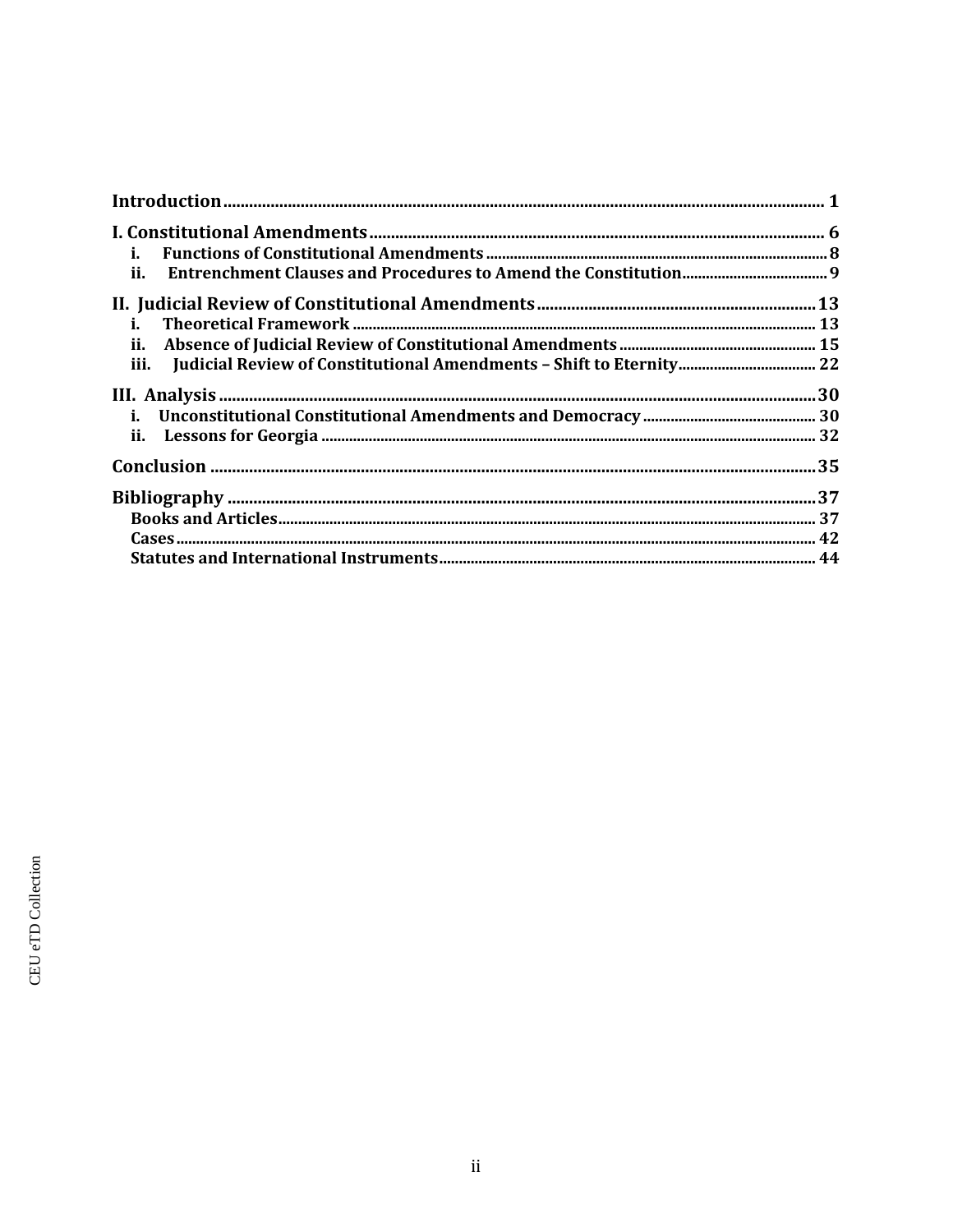**Introduction** ..... 1

**I. Constitutional Amendments** ..... 6

- **i. Functions of Constitutional Amendments** ..... 8
- **ii. Entrenchment Clauses and Procedures to Amend the Constitution** ..... 9

**II. Judicial Review of Constitutional Amendments** ..... 13

- **i. Theoretical Framework** ..... 13
- **ii. Absence of Judicial Review of Constitutional Amendments** ..... 15
- **iii. Judicial Review of Constitutional Amendments – Shift to Eternity** ..... 22

**III. Analysis** ..... 30

- **i. Unconstitutional Constitutional Amendments and Democracy** ..... 30
- **ii. Lessons for Georgia** ..... 32

**Conclusion** ..... 35

**Bibliography** ..... 37

- **Books and Articles** ..... 37
- **Cases** ..... 42
- **Statutes and International Instruments** ..... 44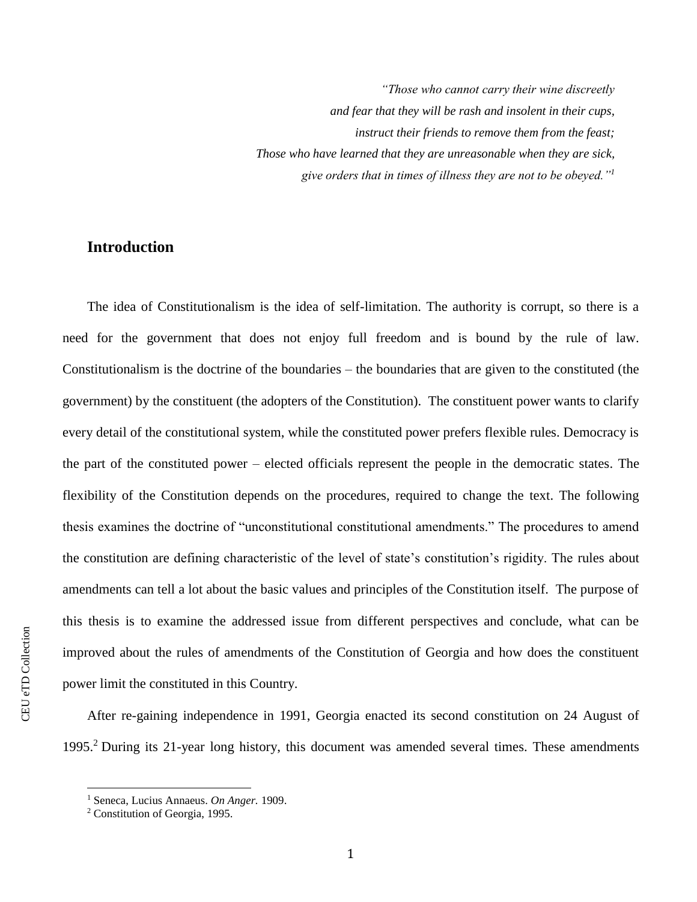*"Those who cannot carry their wine discreetly*
*and fear that they will be rash and insolent in their cups,*
*instruct their friends to remove them from the feast;*
*Those who have learned that they are unreasonable when they are sick,*
*give orders that in times of illness they are not to be obeyed."*[1]

## Introduction

The idea of Constitutionalism is the idea of self-limitation. The authority is corrupt, so there is a need for the government that does not enjoy full freedom and is bound by the rule of law. Constitutionalism is the doctrine of the boundaries – the boundaries that are given to the constituted (the government) by the constituent (the adopters of the Constitution). The constituent power wants to clarify every detail of the constitutional system, while the constituted power prefers flexible rules. Democracy is the part of the constituted power – elected officials represent the people in the democratic states. The flexibility of the Constitution depends on the procedures, required to change the text. The following thesis examines the doctrine of "unconstitutional constitutional amendments." The procedures to amend the constitution are defining characteristic of the level of state's constitution's rigidity. The rules about amendments can tell a lot about the basic values and principles of the Constitution itself. The purpose of this thesis is to examine the addressed issue from different perspectives and conclude, what can be improved about the rules of amendments of the Constitution of Georgia and how does the constituent power limit the constituted in this Country.

After re-gaining independence in 1991, Georgia enacted its second constitution on 24 August of 1995.[2] During its 21-year long history, this document was amended several times. These amendments

[1] Seneca, Lucius Annaeus. *On Anger.* 1909.

[2] Constitution of Georgia, 1995.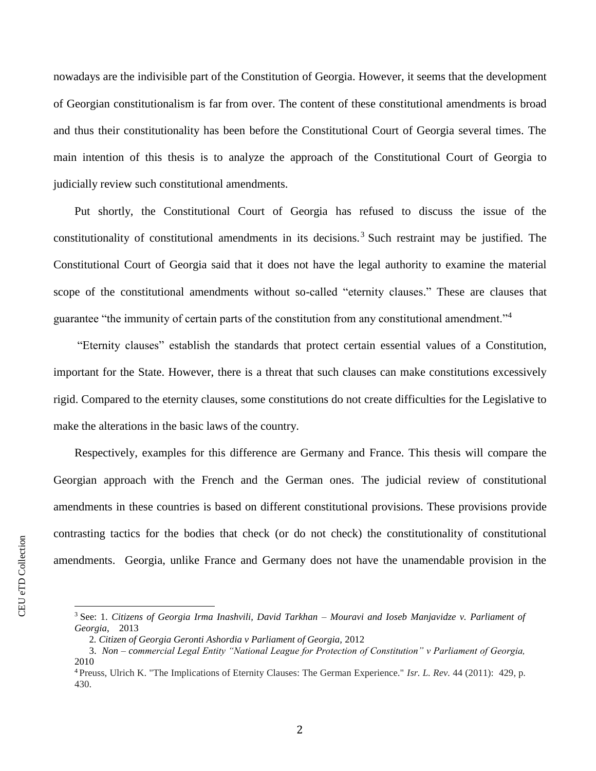nowadays are the indivisible part of the Constitution of Georgia. However, it seems that the development of Georgian constitutionalism is far from over. The content of these constitutional amendments is broad and thus their constitutionality has been before the Constitutional Court of Georgia several times. The main intention of this thesis is to analyze the approach of the Constitutional Court of Georgia to judicially review such constitutional amendments.

Put shortly, the Constitutional Court of Georgia has refused to discuss the issue of the constitutionality of constitutional amendments in its decisions.[3] Such restraint may be justified. The Constitutional Court of Georgia said that it does not have the legal authority to examine the material scope of the constitutional amendments without so-called "eternity clauses." These are clauses that guarantee "the immunity of certain parts of the constitution from any constitutional amendment."[4]

"Eternity clauses" establish the standards that protect certain essential values of a Constitution, important for the State. However, there is a threat that such clauses can make constitutions excessively rigid. Compared to the eternity clauses, some constitutions do not create difficulties for the Legislative to make the alterations in the basic laws of the country.

Respectively, examples for this difference are Germany and France. This thesis will compare the Georgian approach with the French and the German ones. The judicial review of constitutional amendments in these countries is based on different constitutional provisions. These provisions provide contrasting tactics for the bodies that check (or do not check) the constitutionality of constitutional amendments. Georgia, unlike France and Germany does not have the unamendable provision in the

---

[3] See: 1. *Citizens of Georgia Irma Inashvili, David Tarkhan – Mouravi and Ioseb Manjavidze v. Parliament of Georgia,* 2013

2. *Citizen of Georgia Geronti Ashordia v Parliament of Georgia,* 2012

3. *Non – commercial Legal Entity "National League for Protection of Constitution" v Parliament of Georgia,* 2010

[4] Preuss, Ulrich K. "The Implications of Eternity Clauses: The German Experience." *Isr. L. Rev.* 44 (2011): 429, p. 430.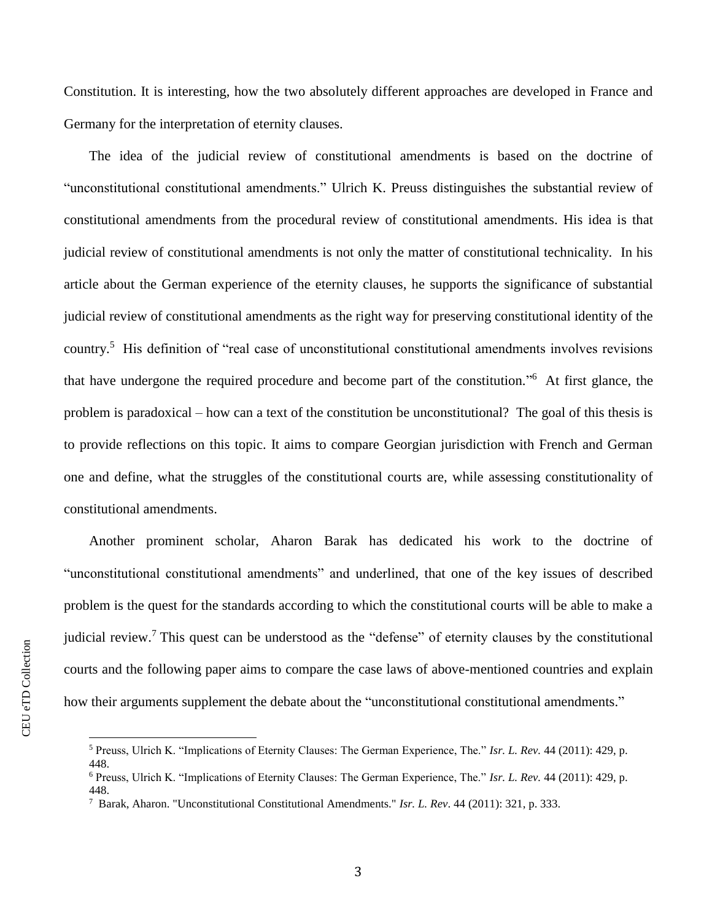Constitution. It is interesting, how the two absolutely different approaches are developed in France and Germany for the interpretation of eternity clauses.

The idea of the judicial review of constitutional amendments is based on the doctrine of "unconstitutional constitutional amendments." Ulrich K. Preuss distinguishes the substantial review of constitutional amendments from the procedural review of constitutional amendments. His idea is that judicial review of constitutional amendments is not only the matter of constitutional technicality. In his article about the German experience of the eternity clauses, he supports the significance of substantial judicial review of constitutional amendments as the right way for preserving constitutional identity of the country.[5] His definition of "real case of unconstitutional constitutional amendments involves revisions that have undergone the required procedure and become part of the constitution."[6] At first glance, the problem is paradoxical – how can a text of the constitution be unconstitutional? The goal of this thesis is to provide reflections on this topic. It aims to compare Georgian jurisdiction with French and German one and define, what the struggles of the constitutional courts are, while assessing constitutionality of constitutional amendments.

Another prominent scholar, Aharon Barak has dedicated his work to the doctrine of "unconstitutional constitutional amendments" and underlined, that one of the key issues of described problem is the quest for the standards according to which the constitutional courts will be able to make a judicial review.[7] This quest can be understood as the "defense" of eternity clauses by the constitutional courts and the following paper aims to compare the case laws of above-mentioned countries and explain how their arguments supplement the debate about the "unconstitutional constitutional amendments."

[5] Preuss, Ulrich K. "Implications of Eternity Clauses: The German Experience, The." *Isr. L. Rev.* 44 (2011): 429, p. 448.

[6] Preuss, Ulrich K. "Implications of Eternity Clauses: The German Experience, The." *Isr. L. Rev.* 44 (2011): 429, p. 448.

[7] Barak, Aharon. "Unconstitutional Constitutional Amendments." *Isr. L. Rev*. 44 (2011): 321, p. 333.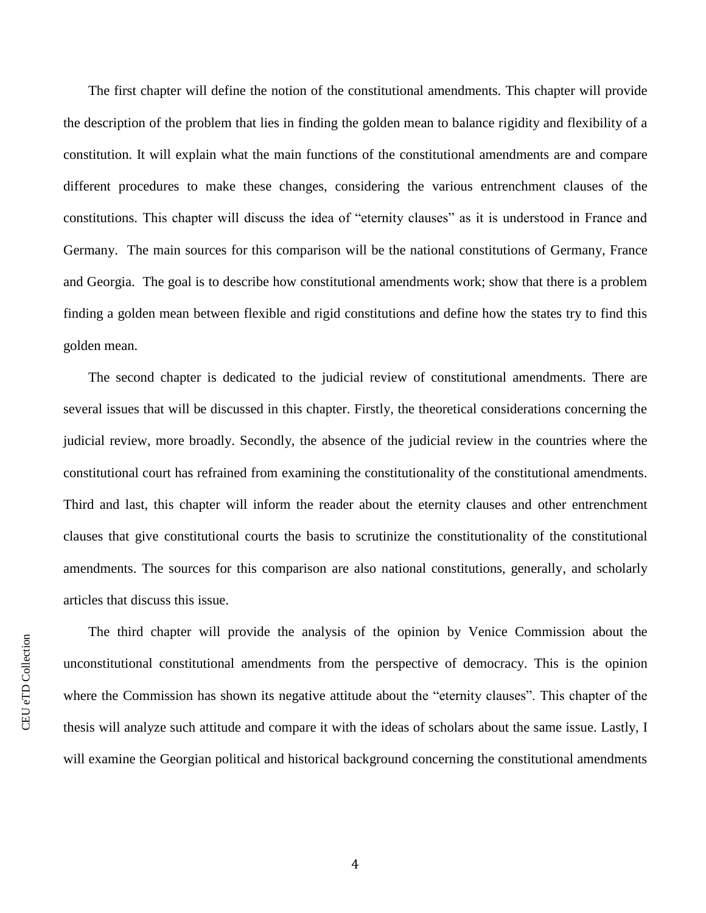The first chapter will define the notion of the constitutional amendments. This chapter will provide the description of the problem that lies in finding the golden mean to balance rigidity and flexibility of a constitution. It will explain what the main functions of the constitutional amendments are and compare different procedures to make these changes, considering the various entrenchment clauses of the constitutions. This chapter will discuss the idea of "eternity clauses" as it is understood in France and Germany. The main sources for this comparison will be the national constitutions of Germany, France and Georgia. The goal is to describe how constitutional amendments work; show that there is a problem finding a golden mean between flexible and rigid constitutions and define how the states try to find this golden mean.

The second chapter is dedicated to the judicial review of constitutional amendments. There are several issues that will be discussed in this chapter. Firstly, the theoretical considerations concerning the judicial review, more broadly. Secondly, the absence of the judicial review in the countries where the constitutional court has refrained from examining the constitutionality of the constitutional amendments. Third and last, this chapter will inform the reader about the eternity clauses and other entrenchment clauses that give constitutional courts the basis to scrutinize the constitutionality of the constitutional amendments. The sources for this comparison are also national constitutions, generally, and scholarly articles that discuss this issue.

The third chapter will provide the analysis of the opinion by Venice Commission about the unconstitutional constitutional amendments from the perspective of democracy. This is the opinion where the Commission has shown its negative attitude about the "eternity clauses". This chapter of the thesis will analyze such attitude and compare it with the ideas of scholars about the same issue. Lastly, I will examine the Georgian political and historical background concerning the constitutional amendments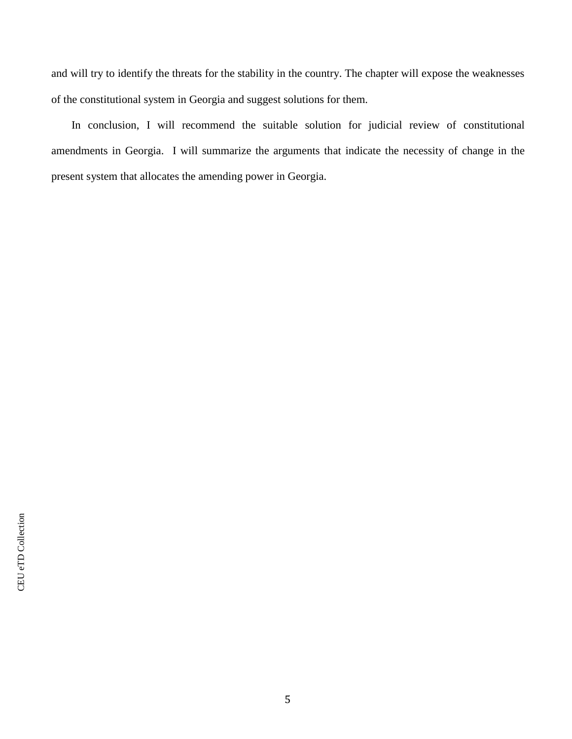and will try to identify the threats for the stability in the country. The chapter will expose the weaknesses of the constitutional system in Georgia and suggest solutions for them.

In conclusion, I will recommend the suitable solution for judicial review of constitutional amendments in Georgia. I will summarize the arguments that indicate the necessity of change in the present system that allocates the amending power in Georgia.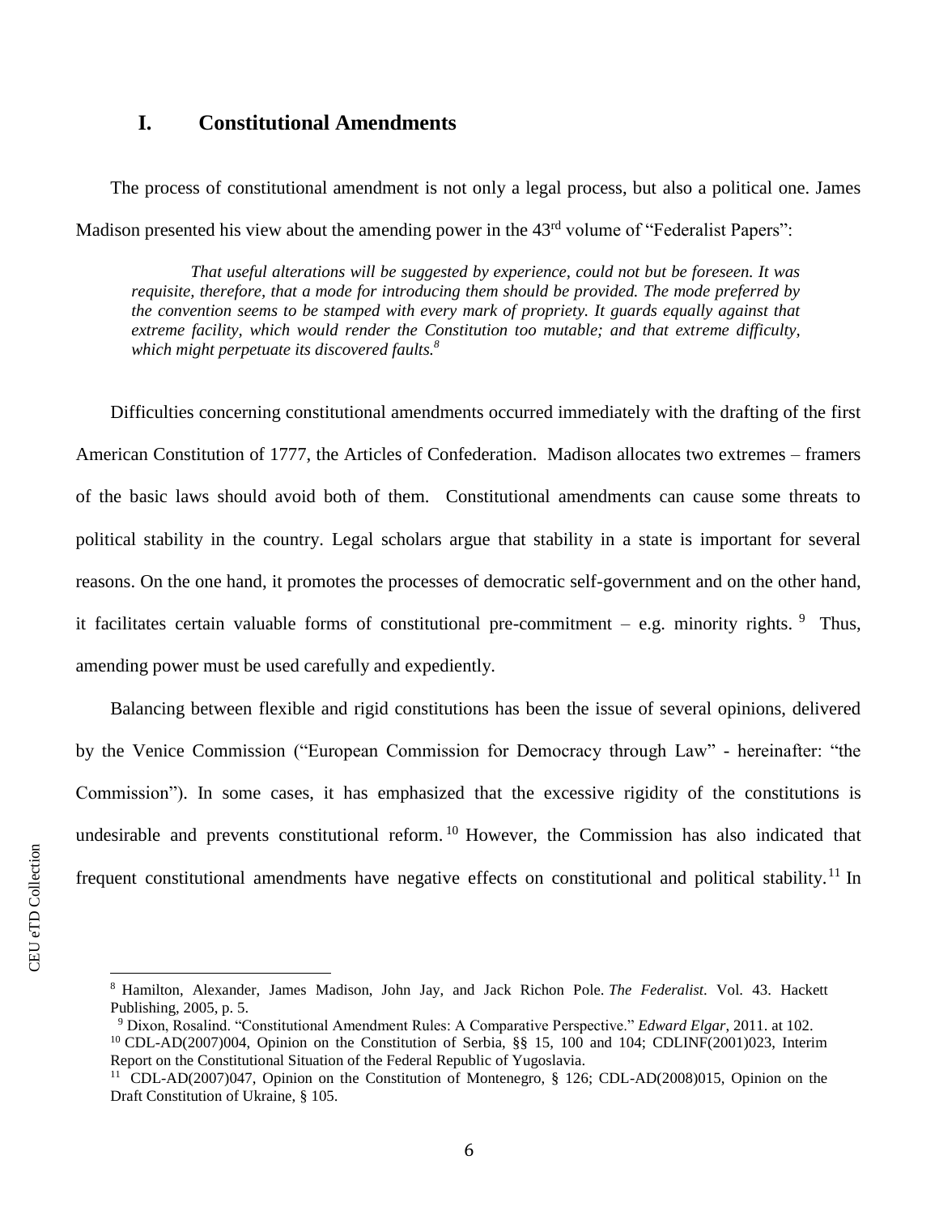## I. Constitutional Amendments

The process of constitutional amendment is not only a legal process, but also a political one. James Madison presented his view about the amending power in the 43rd volume of "Federalist Papers":

> *That useful alterations will be suggested by experience, could not but be foreseen. It was requisite, therefore, that a mode for introducing them should be provided. The mode preferred by the convention seems to be stamped with every mark of propriety. It guards equally against that extreme facility, which would render the Constitution too mutable; and that extreme difficulty, which might perpetuate its discovered faults.*[8]

Difficulties concerning constitutional amendments occurred immediately with the drafting of the first American Constitution of 1777, the Articles of Confederation. Madison allocates two extremes – framers of the basic laws should avoid both of them. Constitutional amendments can cause some threats to political stability in the country. Legal scholars argue that stability in a state is important for several reasons. On the one hand, it promotes the processes of democratic self-government and on the other hand, it facilitates certain valuable forms of constitutional pre-commitment – e.g. minority rights. [9] Thus, amending power must be used carefully and expediently.

Balancing between flexible and rigid constitutions has been the issue of several opinions, delivered by the Venice Commission ("European Commission for Democracy through Law" - hereinafter: "the Commission"). In some cases, it has emphasized that the excessive rigidity of the constitutions is undesirable and prevents constitutional reform.[10] However, the Commission has also indicated that frequent constitutional amendments have negative effects on constitutional and political stability.[11] In

---

[8] Hamilton, Alexander, James Madison, John Jay, and Jack Richon Pole. *The Federalist*. Vol. 43. Hackett Publishing, 2005, p. 5.

[9] Dixon, Rosalind. "Constitutional Amendment Rules: A Comparative Perspective." *Edward Elgar*, 2011. at 102.

[10] CDL-AD(2007)004, Opinion on the Constitution of Serbia, §§ 15, 100 and 104; CDLINF(2001)023, Interim Report on the Constitutional Situation of the Federal Republic of Yugoslavia.

[11] CDL-AD(2007)047, Opinion on the Constitution of Montenegro, § 126; CDL-AD(2008)015, Opinion on the Draft Constitution of Ukraine, § 105.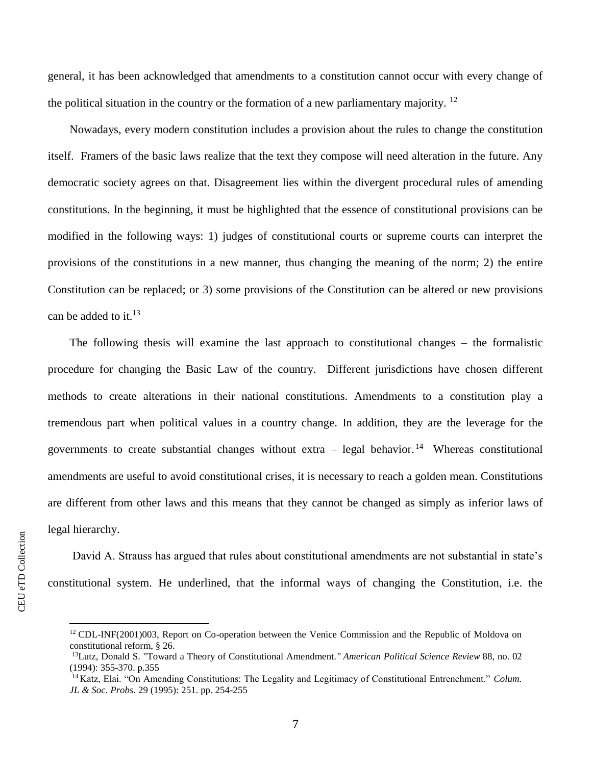general, it has been acknowledged that amendments to a constitution cannot occur with every change of the political situation in the country or the formation of a new parliamentary majority. [12]

Nowadays, every modern constitution includes a provision about the rules to change the constitution itself. Framers of the basic laws realize that the text they compose will need alteration in the future. Any democratic society agrees on that. Disagreement lies within the divergent procedural rules of amending constitutions. In the beginning, it must be highlighted that the essence of constitutional provisions can be modified in the following ways: 1) judges of constitutional courts or supreme courts can interpret the provisions of the constitutions in a new manner, thus changing the meaning of the norm; 2) the entire Constitution can be replaced; or 3) some provisions of the Constitution can be altered or new provisions can be added to it.[13]

The following thesis will examine the last approach to constitutional changes – the formalistic procedure for changing the Basic Law of the country. Different jurisdictions have chosen different methods to create alterations in their national constitutions. Amendments to a constitution play a tremendous part when political values in a country change. In addition, they are the leverage for the governments to create substantial changes without extra – legal behavior.[14] Whereas constitutional amendments are useful to avoid constitutional crises, it is necessary to reach a golden mean. Constitutions are different from other laws and this means that they cannot be changed as simply as inferior laws of legal hierarchy.

David A. Strauss has argued that rules about constitutional amendments are not substantial in state's constitutional system. He underlined, that the informal ways of changing the Constitution, i.e. the

---

[12] CDL-INF(2001)003, Report on Co-operation between the Venice Commission and the Republic of Moldova on constitutional reform, § 26.

[13] Lutz, Donald S. "Toward a Theory of Constitutional Amendment." *American Political Science Review* 88, no. 02 (1994): 355-370. p.355

[14] Katz, Elai. "On Amending Constitutions: The Legality and Legitimacy of Constitutional Entrenchment." *Colum. JL & Soc. Probs*. 29 (1995): 251. pp. 254-255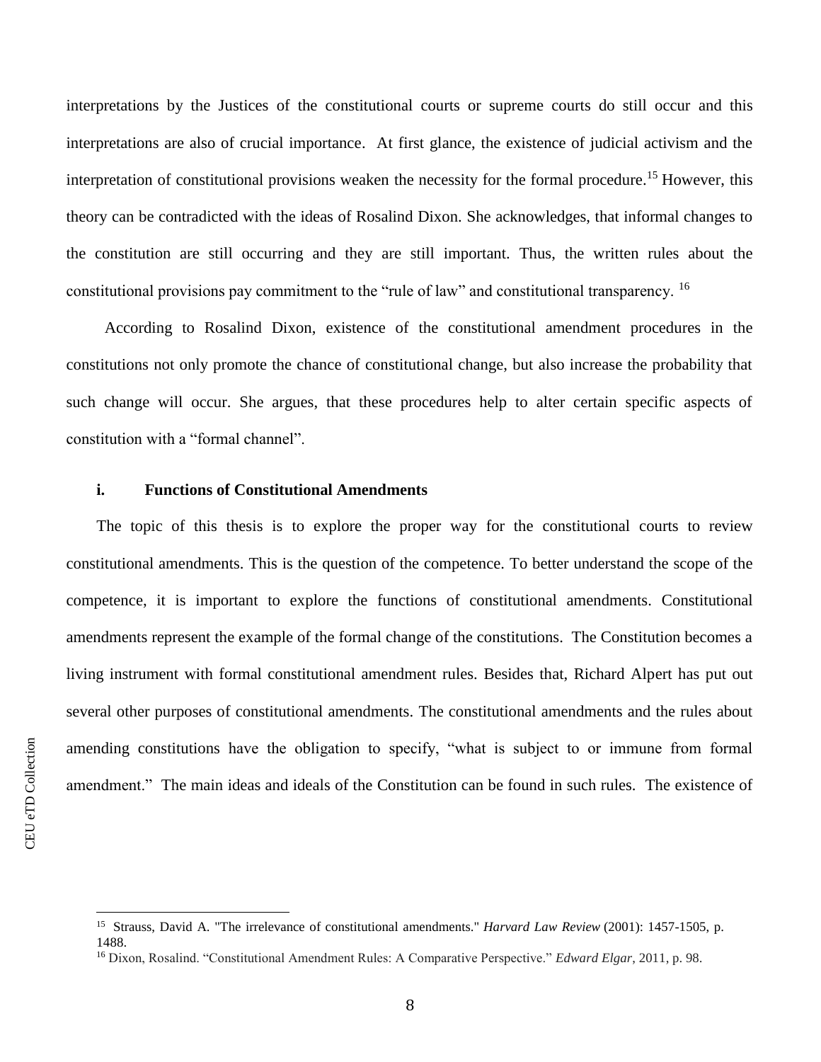interpretations by the Justices of the constitutional courts or supreme courts do still occur and this interpretations are also of crucial importance. At first glance, the existence of judicial activism and the interpretation of constitutional provisions weaken the necessity for the formal procedure.[15] However, this theory can be contradicted with the ideas of Rosalind Dixon. She acknowledges, that informal changes to the constitution are still occurring and they are still important. Thus, the written rules about the constitutional provisions pay commitment to the "rule of law" and constitutional transparency. [16]

According to Rosalind Dixon, existence of the constitutional amendment procedures in the constitutions not only promote the chance of constitutional change, but also increase the probability that such change will occur. She argues, that these procedures help to alter certain specific aspects of constitution with a "formal channel".

### i. Functions of Constitutional Amendments

The topic of this thesis is to explore the proper way for the constitutional courts to review constitutional amendments. This is the question of the competence. To better understand the scope of the competence, it is important to explore the functions of constitutional amendments. Constitutional amendments represent the example of the formal change of the constitutions. The Constitution becomes a living instrument with formal constitutional amendment rules. Besides that, Richard Alpert has put out several other purposes of constitutional amendments. The constitutional amendments and the rules about amending constitutions have the obligation to specify, "what is subject to or immune from formal amendment." The main ideas and ideals of the Constitution can be found in such rules. The existence of

---

[15] Strauss, David A. "The irrelevance of constitutional amendments." *Harvard Law Review* (2001): 1457-1505, p. 1488.

[16] Dixon, Rosalind. "Constitutional Amendment Rules: A Comparative Perspective." *Edward Elgar*, 2011, p. 98.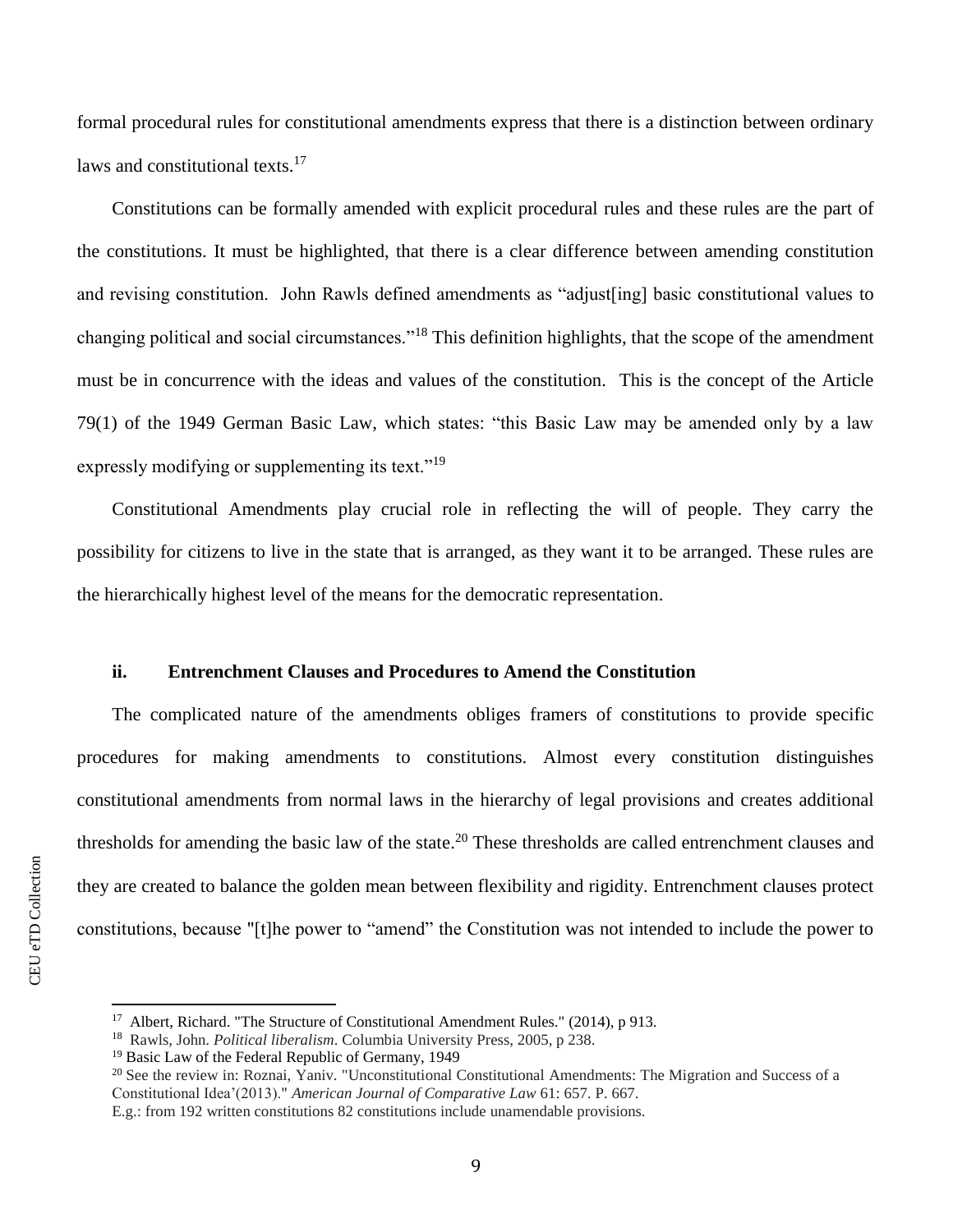formal procedural rules for constitutional amendments express that there is a distinction between ordinary laws and constitutional texts.[17]

Constitutions can be formally amended with explicit procedural rules and these rules are the part of the constitutions. It must be highlighted, that there is a clear difference between amending constitution and revising constitution. John Rawls defined amendments as "adjust[ing] basic constitutional values to changing political and social circumstances."[18] This definition highlights, that the scope of the amendment must be in concurrence with the ideas and values of the constitution. This is the concept of the Article 79(1) of the 1949 German Basic Law, which states: "this Basic Law may be amended only by a law expressly modifying or supplementing its text."[19]

Constitutional Amendments play crucial role in reflecting the will of people. They carry the possibility for citizens to live in the state that is arranged, as they want it to be arranged. These rules are the hierarchically highest level of the means for the democratic representation.

### ii. Entrenchment Clauses and Procedures to Amend the Constitution

The complicated nature of the amendments obliges framers of constitutions to provide specific procedures for making amendments to constitutions. Almost every constitution distinguishes constitutional amendments from normal laws in the hierarchy of legal provisions and creates additional thresholds for amending the basic law of the state.[20] These thresholds are called entrenchment clauses and they are created to balance the golden mean between flexibility and rigidity. Entrenchment clauses protect constitutions, because "[t]he power to "amend" the Constitution was not intended to include the power to

---

[17] Albert, Richard. "The Structure of Constitutional Amendment Rules." (2014), p 913.

[18] Rawls, John. *Political liberalism*. Columbia University Press, 2005, p 238.

[19] Basic Law of the Federal Republic of Germany, 1949

[20] See the review in: Roznai, Yaniv. "Unconstitutional Constitutional Amendments: The Migration and Success of a Constitutional Idea'(2013)." *American Journal of Comparative Law* 61: 657. P. 667.

E.g.: from 192 written constitutions 82 constitutions include unamendable provisions.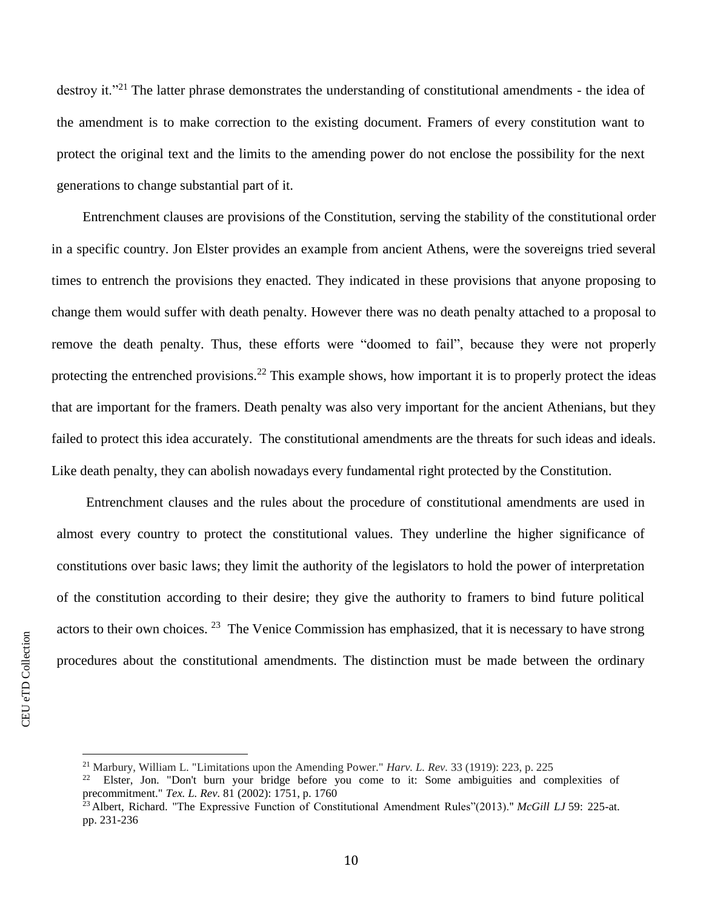destroy it."[21] The latter phrase demonstrates the understanding of constitutional amendments - the idea of the amendment is to make correction to the existing document. Framers of every constitution want to protect the original text and the limits to the amending power do not enclose the possibility for the next generations to change substantial part of it.

Entrenchment clauses are provisions of the Constitution, serving the stability of the constitutional order in a specific country. Jon Elster provides an example from ancient Athens, were the sovereigns tried several times to entrench the provisions they enacted. They indicated in these provisions that anyone proposing to change them would suffer with death penalty. However there was no death penalty attached to a proposal to remove the death penalty. Thus, these efforts were "doomed to fail", because they were not properly protecting the entrenched provisions.[22] This example shows, how important it is to properly protect the ideas that are important for the framers. Death penalty was also very important for the ancient Athenians, but they failed to protect this idea accurately. The constitutional amendments are the threats for such ideas and ideals. Like death penalty, they can abolish nowadays every fundamental right protected by the Constitution.

Entrenchment clauses and the rules about the procedure of constitutional amendments are used in almost every country to protect the constitutional values. They underline the higher significance of constitutions over basic laws; they limit the authority of the legislators to hold the power of interpretation of the constitution according to their desire; they give the authority to framers to bind future political actors to their own choices.[23] The Venice Commission has emphasized, that it is necessary to have strong procedures about the constitutional amendments. The distinction must be made between the ordinary

---

[21] Marbury, William L. "Limitations upon the Amending Power." *Harv. L. Rev.* 33 (1919): 223, p. 225

[22] Elster, Jon. "Don't burn your bridge before you come to it: Some ambiguities and complexities of precommitment." *Tex. L. Rev.* 81 (2002): 1751, p. 1760

[23] Albert, Richard. "The Expressive Function of Constitutional Amendment Rules"(2013)." *McGill LJ* 59: 225-at. pp. 231-236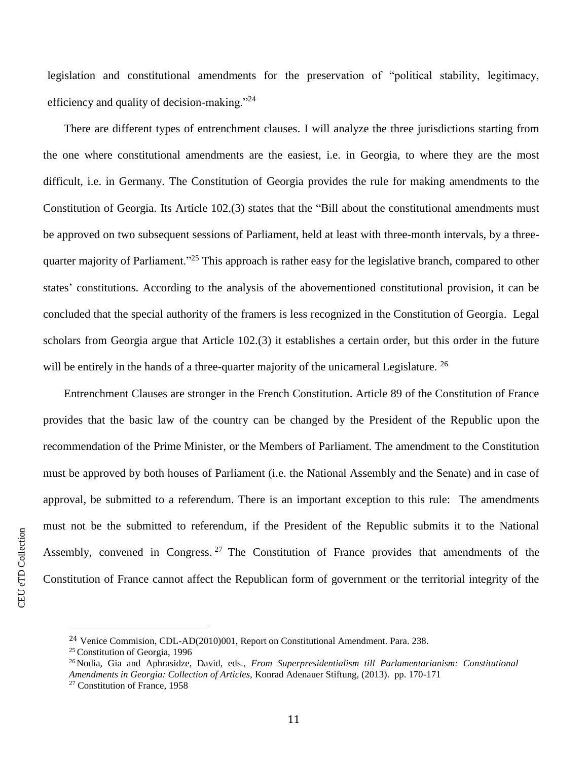legislation and constitutional amendments for the preservation of "political stability, legitimacy, efficiency and quality of decision-making."[24]

There are different types of entrenchment clauses. I will analyze the three jurisdictions starting from the one where constitutional amendments are the easiest, i.e. in Georgia, to where they are the most difficult, i.e. in Germany. The Constitution of Georgia provides the rule for making amendments to the Constitution of Georgia. Its Article 102.(3) states that the "Bill about the constitutional amendments must be approved on two subsequent sessions of Parliament, held at least with three-month intervals, by a three-quarter majority of Parliament."[25] This approach is rather easy for the legislative branch, compared to other states' constitutions. According to the analysis of the abovementioned constitutional provision, it can be concluded that the special authority of the framers is less recognized in the Constitution of Georgia. Legal scholars from Georgia argue that Article 102.(3) it establishes a certain order, but this order in the future will be entirely in the hands of a three-quarter majority of the unicameral Legislature. [26]

Entrenchment Clauses are stronger in the French Constitution. Article 89 of the Constitution of France provides that the basic law of the country can be changed by the President of the Republic upon the recommendation of the Prime Minister, or the Members of Parliament. The amendment to the Constitution must be approved by both houses of Parliament (i.e. the National Assembly and the Senate) and in case of approval, be submitted to a referendum. There is an important exception to this rule: The amendments must not be the submitted to referendum, if the President of the Republic submits it to the National Assembly, convened in Congress. [27] The Constitution of France provides that amendments of the Constitution of France cannot affect the Republican form of government or the territorial integrity of the

---

[24] Venice Commision, CDL-AD(2010)001, Report on Constitutional Amendment. Para. 238.

[25] Constitution of Georgia, 1996

[26] Nodia, Gia and Aphrasidze, David, eds., *From Superpresidentialism till Parlamentarianism: Constitutional Amendments in Georgia: Collection of Articles,* Konrad Adenauer Stiftung, (2013). pp. 170-171

[27] Constitution of France, 1958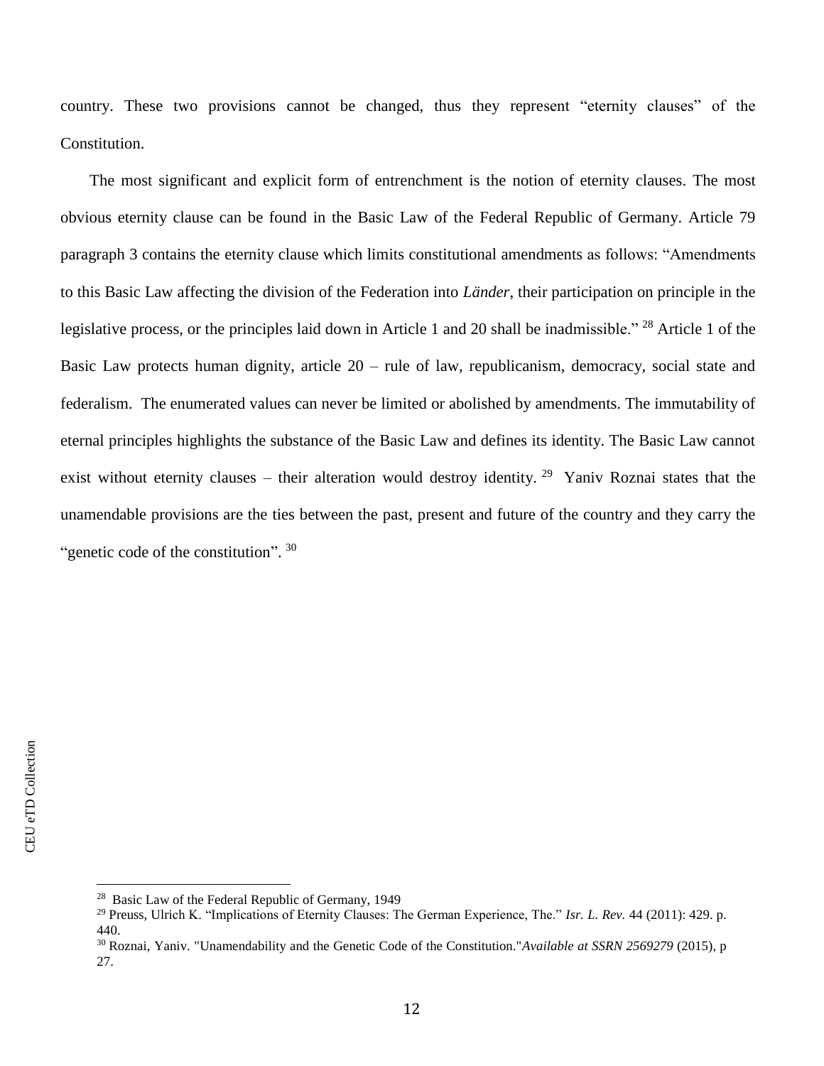country. These two provisions cannot be changed, thus they represent "eternity clauses" of the Constitution.

The most significant and explicit form of entrenchment is the notion of eternity clauses. The most obvious eternity clause can be found in the Basic Law of the Federal Republic of Germany. Article 79 paragraph 3 contains the eternity clause which limits constitutional amendments as follows: "Amendments to this Basic Law affecting the division of the Federation into *Länder*, their participation on principle in the legislative process, or the principles laid down in Article 1 and 20 shall be inadmissible." [28] Article 1 of the Basic Law protects human dignity, article 20 – rule of law, republicanism, democracy, social state and federalism. The enumerated values can never be limited or abolished by amendments. The immutability of eternal principles highlights the substance of the Basic Law and defines its identity. The Basic Law cannot exist without eternity clauses – their alteration would destroy identity. [29] Yaniv Roznai states that the unamendable provisions are the ties between the past, present and future of the country and they carry the "genetic code of the constitution". [30]

---

[28] Basic Law of the Federal Republic of Germany, 1949

[29] Preuss, Ulrich K. "Implications of Eternity Clauses: The German Experience, The." *Isr. L. Rev.* 44 (2011): 429. p. 440.

[30] Roznai, Yaniv. "Unamendability and the Genetic Code of the Constitution."*Available at SSRN 2569279* (2015), p 27.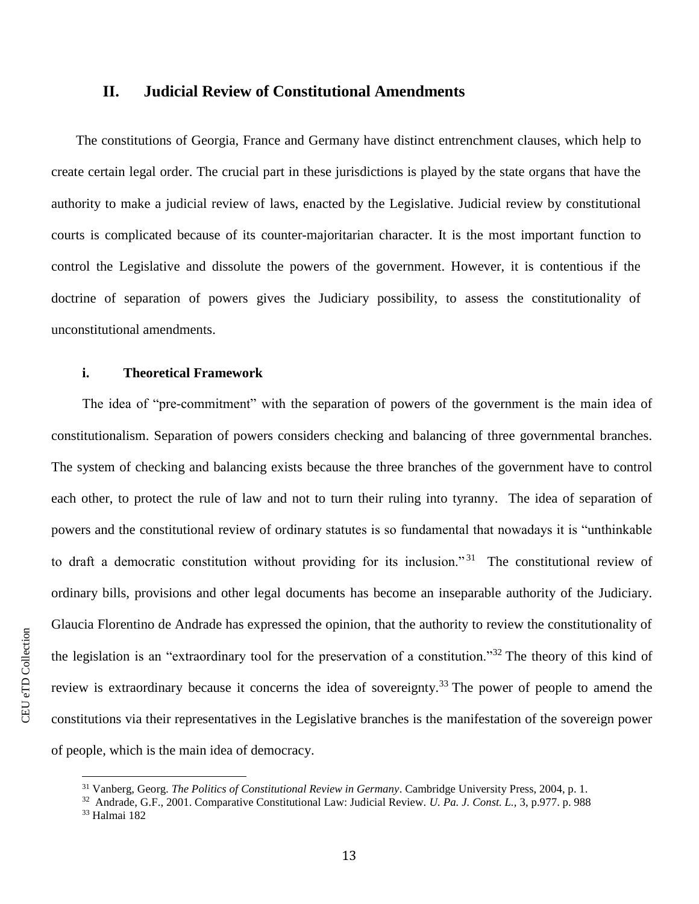## II. Judicial Review of Constitutional Amendments

The constitutions of Georgia, France and Germany have distinct entrenchment clauses, which help to create certain legal order. The crucial part in these jurisdictions is played by the state organs that have the authority to make a judicial review of laws, enacted by the Legislative. Judicial review by constitutional courts is complicated because of its counter-majoritarian character. It is the most important function to control the Legislative and dissolute the powers of the government. However, it is contentious if the doctrine of separation of powers gives the Judiciary possibility, to assess the constitutionality of unconstitutional amendments.

### i. Theoretical Framework

The idea of "pre-commitment" with the separation of powers of the government is the main idea of constitutionalism. Separation of powers considers checking and balancing of three governmental branches. The system of checking and balancing exists because the three branches of the government have to control each other, to protect the rule of law and not to turn their ruling into tyranny. The idea of separation of powers and the constitutional review of ordinary statutes is so fundamental that nowadays it is "unthinkable to draft a democratic constitution without providing for its inclusion."[31] The constitutional review of ordinary bills, provisions and other legal documents has become an inseparable authority of the Judiciary. Glaucia Florentino de Andrade has expressed the opinion, that the authority to review the constitutionality of the legislation is an "extraordinary tool for the preservation of a constitution."[32] The theory of this kind of review is extraordinary because it concerns the idea of sovereignty.[33] The power of people to amend the constitutions via their representatives in the Legislative branches is the manifestation of the sovereign power of people, which is the main idea of democracy.

[31] Vanberg, Georg. *The Politics of Constitutional Review in Germany*. Cambridge University Press, 2004, p. 1.

[32] Andrade, G.F., 2001. Comparative Constitutional Law: Judicial Review. *U. Pa. J. Const. L.*, 3, p.977. p. 988

[33] Halmai 182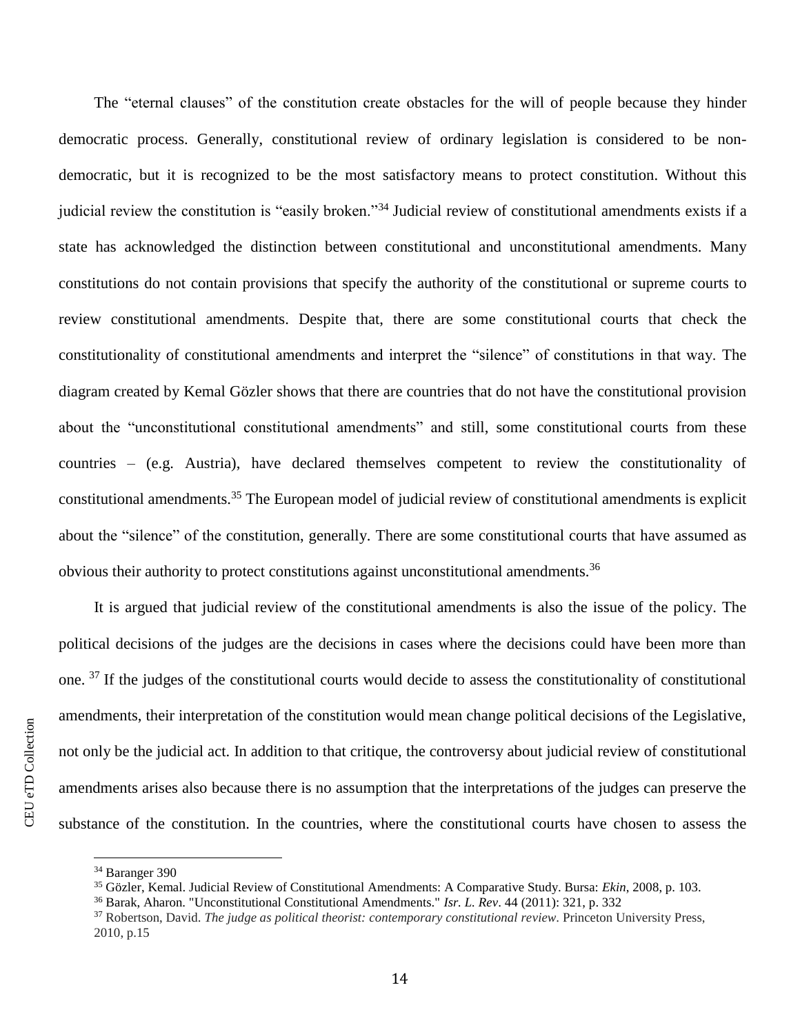The "eternal clauses" of the constitution create obstacles for the will of people because they hinder democratic process. Generally, constitutional review of ordinary legislation is considered to be non-democratic, but it is recognized to be the most satisfactory means to protect constitution. Without this judicial review the constitution is "easily broken."[34] Judicial review of constitutional amendments exists if a state has acknowledged the distinction between constitutional and unconstitutional amendments. Many constitutions do not contain provisions that specify the authority of the constitutional or supreme courts to review constitutional amendments. Despite that, there are some constitutional courts that check the constitutionality of constitutional amendments and interpret the "silence" of constitutions in that way. The diagram created by Kemal Gözler shows that there are countries that do not have the constitutional provision about the "unconstitutional constitutional amendments" and still, some constitutional courts from these countries – (e.g. Austria), have declared themselves competent to review the constitutionality of constitutional amendments.[35] The European model of judicial review of constitutional amendments is explicit about the "silence" of the constitution, generally. There are some constitutional courts that have assumed as obvious their authority to protect constitutions against unconstitutional amendments.[36]

It is argued that judicial review of the constitutional amendments is also the issue of the policy. The political decisions of the judges are the decisions in cases where the decisions could have been more than one. [37] If the judges of the constitutional courts would decide to assess the constitutionality of constitutional amendments, their interpretation of the constitution would mean change political decisions of the Legislative, not only be the judicial act. In addition to that critique, the controversy about judicial review of constitutional amendments arises also because there is no assumption that the interpretations of the judges can preserve the substance of the constitution. In the countries, where the constitutional courts have chosen to assess the

[34] Baranger 390

[35] Gözler, Kemal. Judicial Review of Constitutional Amendments: A Comparative Study. Bursa: *Ekin*, 2008, p. 103.

[36] Barak, Aharon. "Unconstitutional Constitutional Amendments." *Isr. L. Rev*. 44 (2011): 321, p. 332

[37] Robertson, David. *The judge as political theorist: contemporary constitutional review*. Princeton University Press, 2010, p.15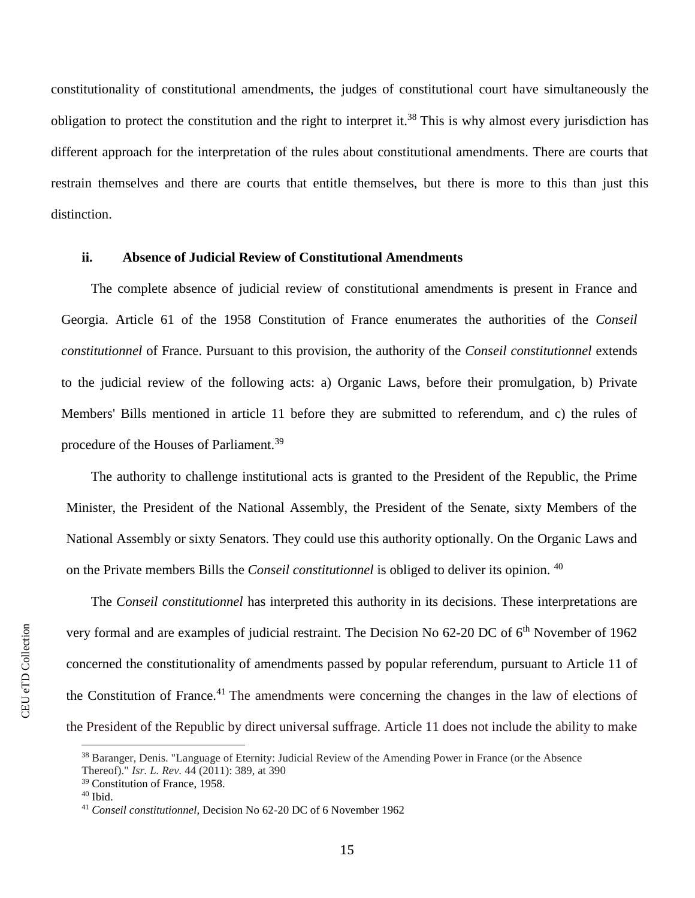constitutionality of constitutional amendments, the judges of constitutional court have simultaneously the obligation to protect the constitution and the right to interpret it.[38] This is why almost every jurisdiction has different approach for the interpretation of the rules about constitutional amendments. There are courts that restrain themselves and there are courts that entitle themselves, but there is more to this than just this distinction.

### ii. Absence of Judicial Review of Constitutional Amendments

The complete absence of judicial review of constitutional amendments is present in France and Georgia. Article 61 of the 1958 Constitution of France enumerates the authorities of the *Conseil constitutionnel* of France. Pursuant to this provision, the authority of the *Conseil constitutionnel* extends to the judicial review of the following acts: a) Organic Laws, before their promulgation, b) Private Members' Bills mentioned in article 11 before they are submitted to referendum, and c) the rules of procedure of the Houses of Parliament.[39]

The authority to challenge institutional acts is granted to the President of the Republic, the Prime Minister, the President of the National Assembly, the President of the Senate, sixty Members of the National Assembly or sixty Senators. They could use this authority optionally. On the Organic Laws and on the Private members Bills the *Conseil constitutionnel* is obliged to deliver its opinion. [40]

The *Conseil constitutionnel* has interpreted this authority in its decisions. These interpretations are very formal and are examples of judicial restraint. The Decision No 62-20 DC of 6th November of 1962 concerned the constitutionality of amendments passed by popular referendum, pursuant to Article 11 of the Constitution of France.[41] The amendments were concerning the changes in the law of elections of the President of the Republic by direct universal suffrage. Article 11 does not include the ability to make

[38] Baranger, Denis. "Language of Eternity: Judicial Review of the Amending Power in France (or the Absence Thereof)." *Isr. L. Rev.* 44 (2011): 389, at 390

[39] Constitution of France, 1958.

[40] Ibid.

[41] *Conseil constitutionnel,* Decision No 62-20 DC of 6 November 1962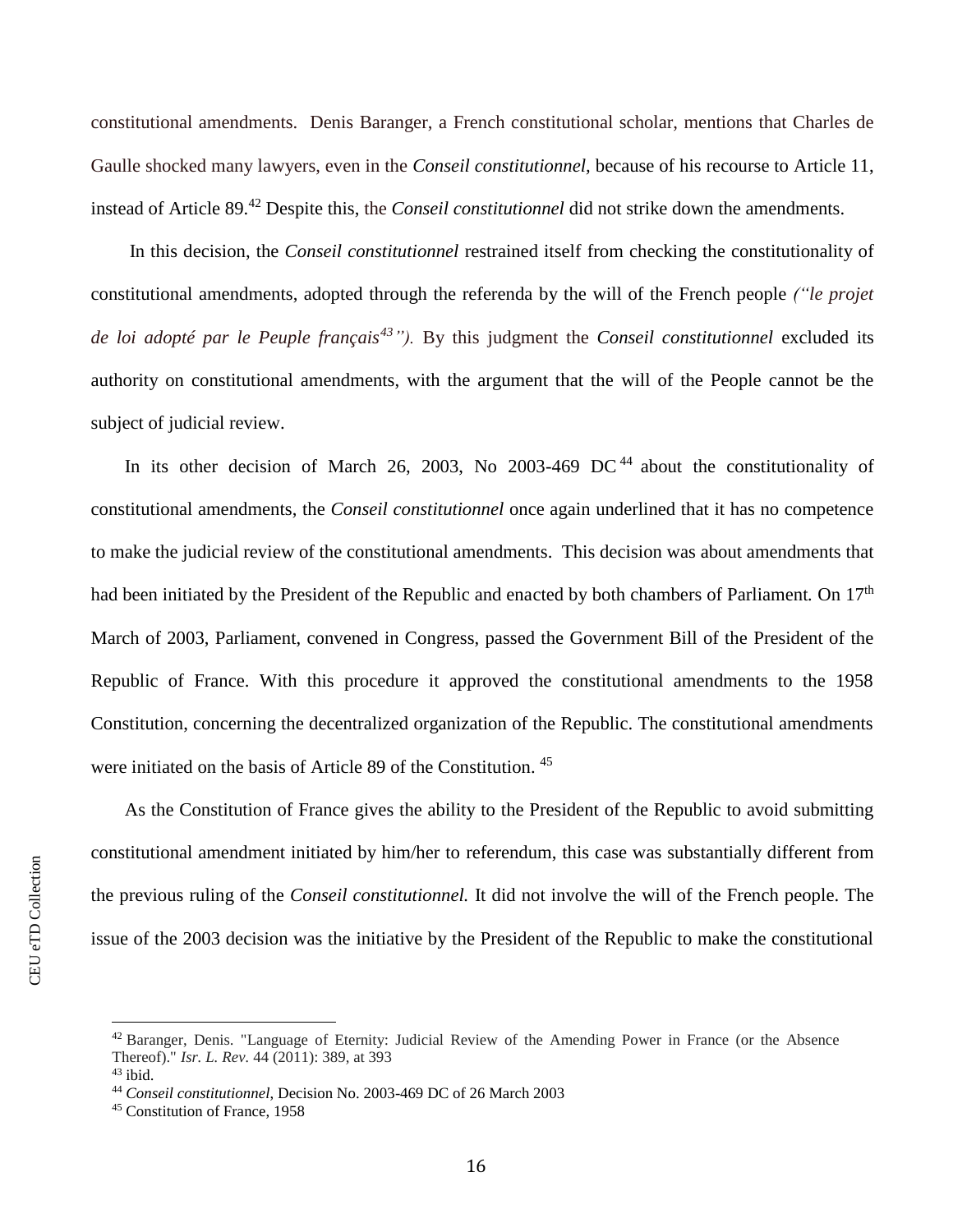constitutional amendments. Denis Baranger, a French constitutional scholar, mentions that Charles de Gaulle shocked many lawyers, even in the *Conseil constitutionnel*, because of his recourse to Article 11, instead of Article 89.[42] Despite this, the *Conseil constitutionnel* did not strike down the amendments.

In this decision, the *Conseil constitutionnel* restrained itself from checking the constitutionality of constitutional amendments, adopted through the referenda by the will of the French people *("le projet de loi adopté par le Peuple français[43]").* By this judgment the *Conseil constitutionnel* excluded its authority on constitutional amendments, with the argument that the will of the People cannot be the subject of judicial review.

In its other decision of March 26, 2003, No 2003-469 DC[44] about the constitutionality of constitutional amendments, the *Conseil constitutionnel* once again underlined that it has no competence to make the judicial review of the constitutional amendments. This decision was about amendments that had been initiated by the President of the Republic and enacted by both chambers of Parliament. On 17th March of 2003, Parliament, convened in Congress, passed the Government Bill of the President of the Republic of France. With this procedure it approved the constitutional amendments to the 1958 Constitution, concerning the decentralized organization of the Republic. The constitutional amendments were initiated on the basis of Article 89 of the Constitution.[45]

As the Constitution of France gives the ability to the President of the Republic to avoid submitting constitutional amendment initiated by him/her to referendum, this case was substantially different from the previous ruling of the *Conseil constitutionnel.* It did not involve the will of the French people. The issue of the 2003 decision was the initiative by the President of the Republic to make the constitutional

---

[42] Baranger, Denis. "Language of Eternity: Judicial Review of the Amending Power in France (or the Absence Thereof)." *Isr. L. Rev.* 44 (2011): 389, at 393

[43] ibid.

[44] *Conseil constitutionnel*, Decision No. 2003-469 DC of 26 March 2003

[45] Constitution of France, 1958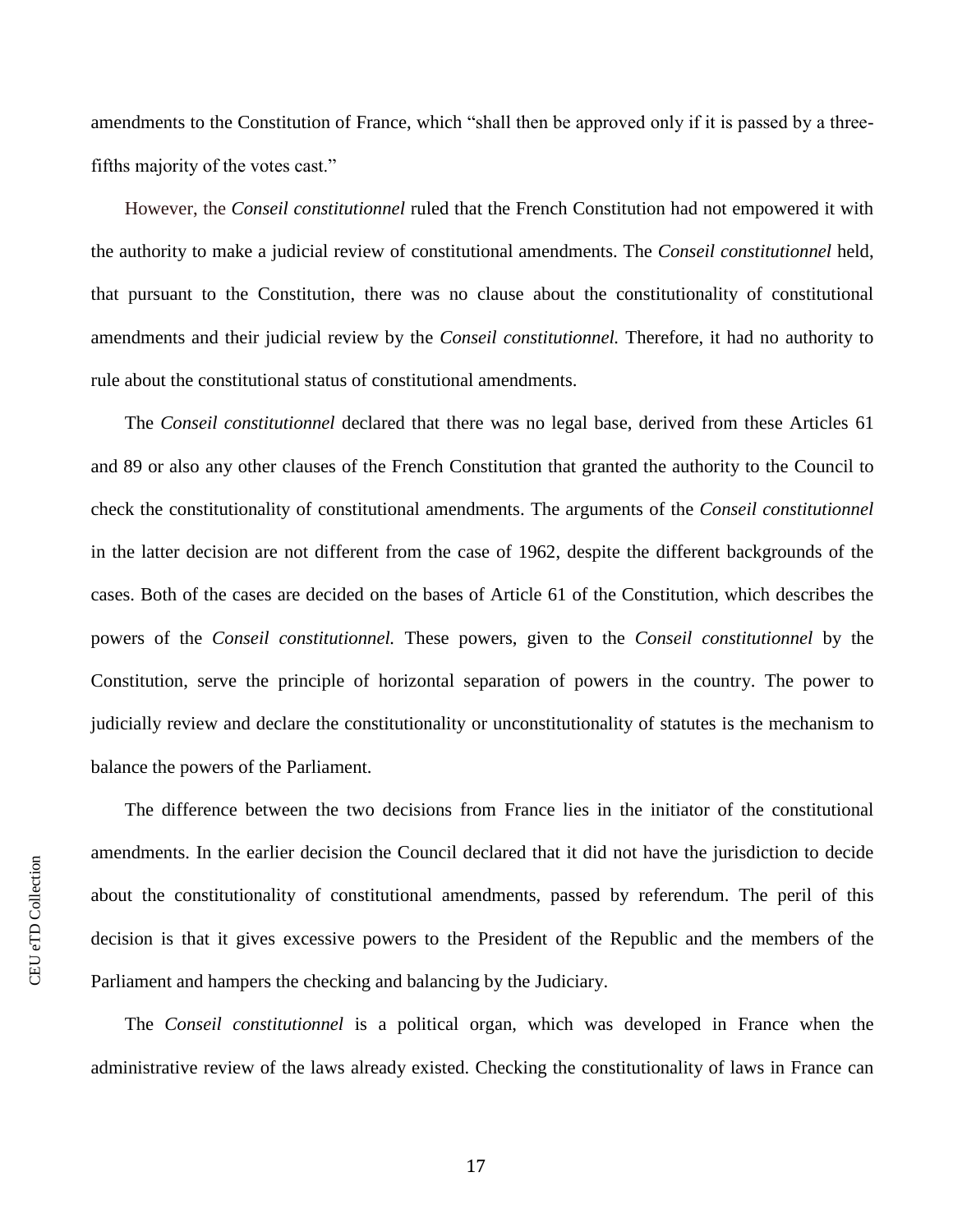amendments to the Constitution of France, which "shall then be approved only if it is passed by a three-fifths majority of the votes cast."

However, the *Conseil constitutionnel* ruled that the French Constitution had not empowered it with the authority to make a judicial review of constitutional amendments. The *Conseil constitutionnel* held, that pursuant to the Constitution, there was no clause about the constitutionality of constitutional amendments and their judicial review by the *Conseil constitutionnel.* Therefore, it had no authority to rule about the constitutional status of constitutional amendments.

The *Conseil constitutionnel* declared that there was no legal base, derived from these Articles 61 and 89 or also any other clauses of the French Constitution that granted the authority to the Council to check the constitutionality of constitutional amendments. The arguments of the *Conseil constitutionnel* in the latter decision are not different from the case of 1962, despite the different backgrounds of the cases. Both of the cases are decided on the bases of Article 61 of the Constitution, which describes the powers of the *Conseil constitutionnel.* These powers, given to the *Conseil constitutionnel* by the Constitution, serve the principle of horizontal separation of powers in the country. The power to judicially review and declare the constitutionality or unconstitutionality of statutes is the mechanism to balance the powers of the Parliament.

The difference between the two decisions from France lies in the initiator of the constitutional amendments. In the earlier decision the Council declared that it did not have the jurisdiction to decide about the constitutionality of constitutional amendments, passed by referendum. The peril of this decision is that it gives excessive powers to the President of the Republic and the members of the Parliament and hampers the checking and balancing by the Judiciary.

The *Conseil constitutionnel* is a political organ, which was developed in France when the administrative review of the laws already existed. Checking the constitutionality of laws in France can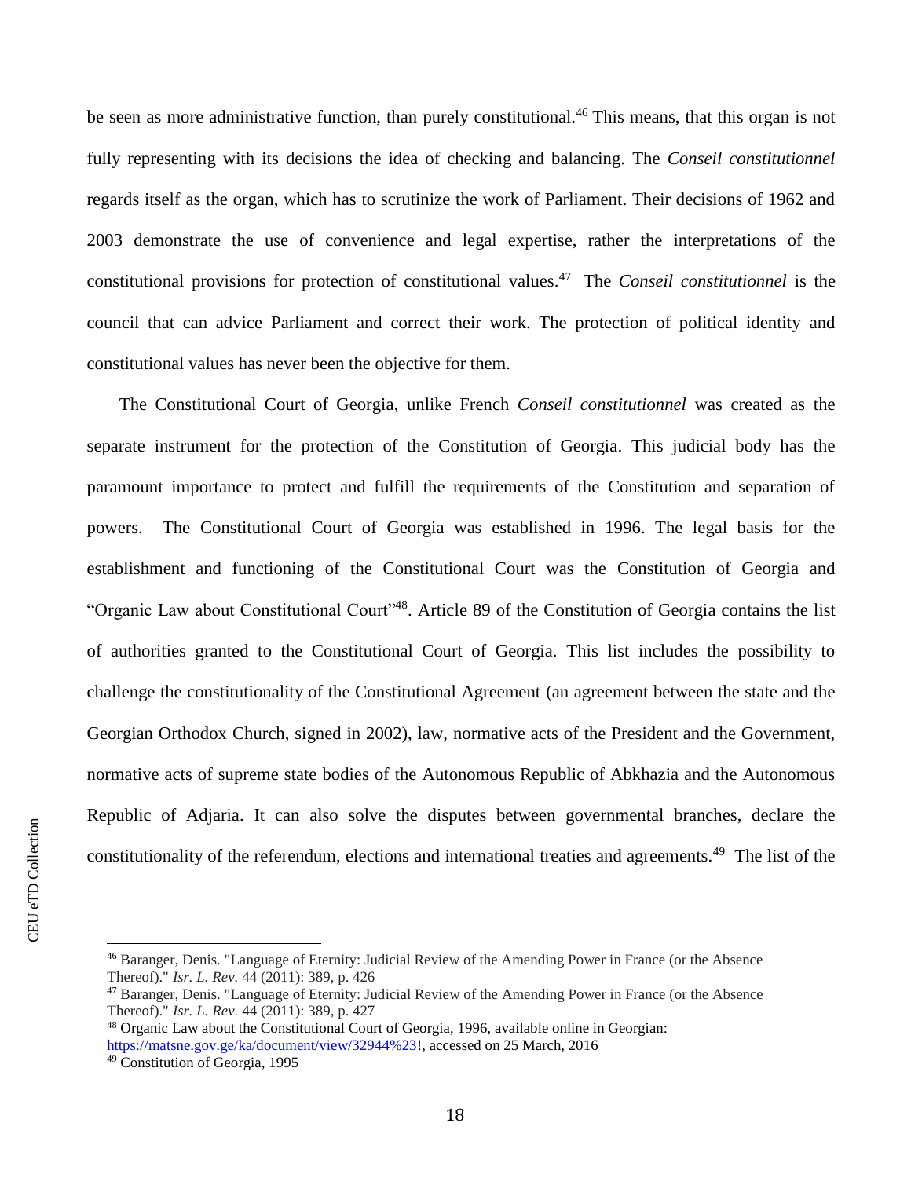be seen as more administrative function, than purely constitutional.[46] This means, that this organ is not fully representing with its decisions the idea of checking and balancing. The *Conseil constitutionnel* regards itself as the organ, which has to scrutinize the work of Parliament. Their decisions of 1962 and 2003 demonstrate the use of convenience and legal expertise, rather the interpretations of the constitutional provisions for protection of constitutional values.[47] The *Conseil constitutionnel* is the council that can advice Parliament and correct their work. The protection of political identity and constitutional values has never been the objective for them.

The Constitutional Court of Georgia, unlike French *Conseil constitutionnel* was created as the separate instrument for the protection of the Constitution of Georgia. This judicial body has the paramount importance to protect and fulfill the requirements of the Constitution and separation of powers. The Constitutional Court of Georgia was established in 1996. The legal basis for the establishment and functioning of the Constitutional Court was the Constitution of Georgia and "Organic Law about Constitutional Court"[48]. Article 89 of the Constitution of Georgia contains the list of authorities granted to the Constitutional Court of Georgia. This list includes the possibility to challenge the constitutionality of the Constitutional Agreement (an agreement between the state and the Georgian Orthodox Church, signed in 2002), law, normative acts of the President and the Government, normative acts of supreme state bodies of the Autonomous Republic of Abkhazia and the Autonomous Republic of Adjaria. It can also solve the disputes between governmental branches, declare the constitutionality of the referendum, elections and international treaties and agreements.[49] The list of the

---

[46] Baranger, Denis. "Language of Eternity: Judicial Review of the Amending Power in France (or the Absence Thereof)." *Isr. L. Rev.* 44 (2011): 389, p. 426

[47] Baranger, Denis. "Language of Eternity: Judicial Review of the Amending Power in France (or the Absence Thereof)." *Isr. L. Rev.* 44 (2011): 389, p. 427

[48] Organic Law about the Constitutional Court of Georgia, 1996, available online in Georgian: https://matsne.gov.ge/ka/document/view/32944%23!, accessed on 25 March, 2016

[49] Constitution of Georgia, 1995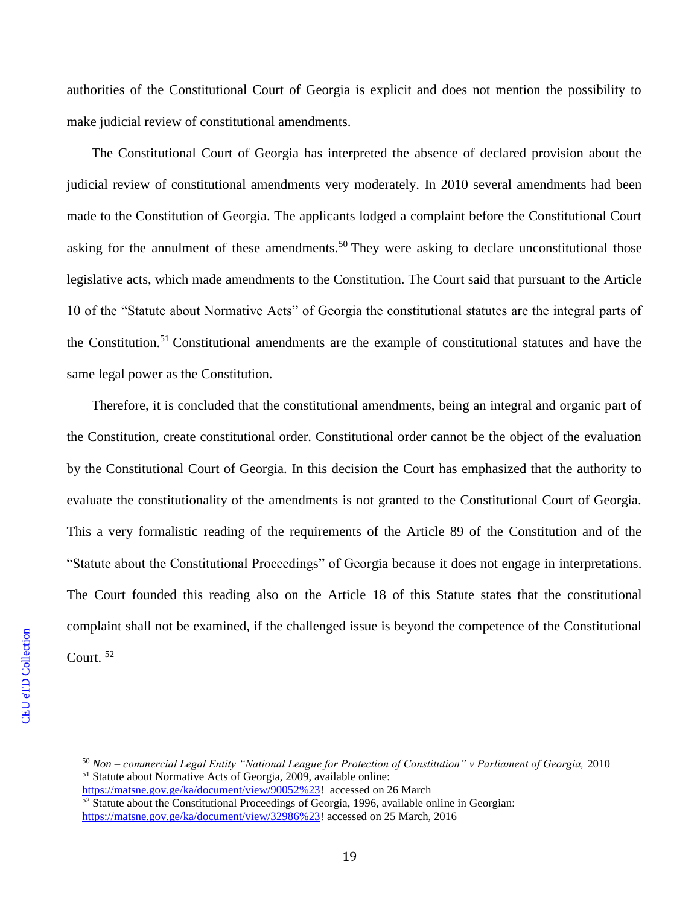authorities of the Constitutional Court of Georgia is explicit and does not mention the possibility to make judicial review of constitutional amendments.

The Constitutional Court of Georgia has interpreted the absence of declared provision about the judicial review of constitutional amendments very moderately. In 2010 several amendments had been made to the Constitution of Georgia. The applicants lodged a complaint before the Constitutional Court asking for the annulment of these amendments.[50] They were asking to declare unconstitutional those legislative acts, which made amendments to the Constitution. The Court said that pursuant to the Article 10 of the "Statute about Normative Acts" of Georgia the constitutional statutes are the integral parts of the Constitution.[51] Constitutional amendments are the example of constitutional statutes and have the same legal power as the Constitution.

Therefore, it is concluded that the constitutional amendments, being an integral and organic part of the Constitution, create constitutional order. Constitutional order cannot be the object of the evaluation by the Constitutional Court of Georgia. In this decision the Court has emphasized that the authority to evaluate the constitutionality of the amendments is not granted to the Constitutional Court of Georgia. This a very formalistic reading of the requirements of the Article 89 of the Constitution and of the "Statute about the Constitutional Proceedings" of Georgia because it does not engage in interpretations. The Court founded this reading also on the Article 18 of this Statute states that the constitutional complaint shall not be examined, if the challenged issue is beyond the competence of the Constitutional Court. [52]

---

[50] *Non – commercial Legal Entity "National League for Protection of Constitution" v Parliament of Georgia,* 2010

[51] Statute about Normative Acts of Georgia, 2009, available online: https://matsne.gov.ge/ka/document/view/90052%23! accessed on 26 March

[52] Statute about the Constitutional Proceedings of Georgia, 1996, available online in Georgian: https://matsne.gov.ge/ka/document/view/32986%23! accessed on 25 March, 2016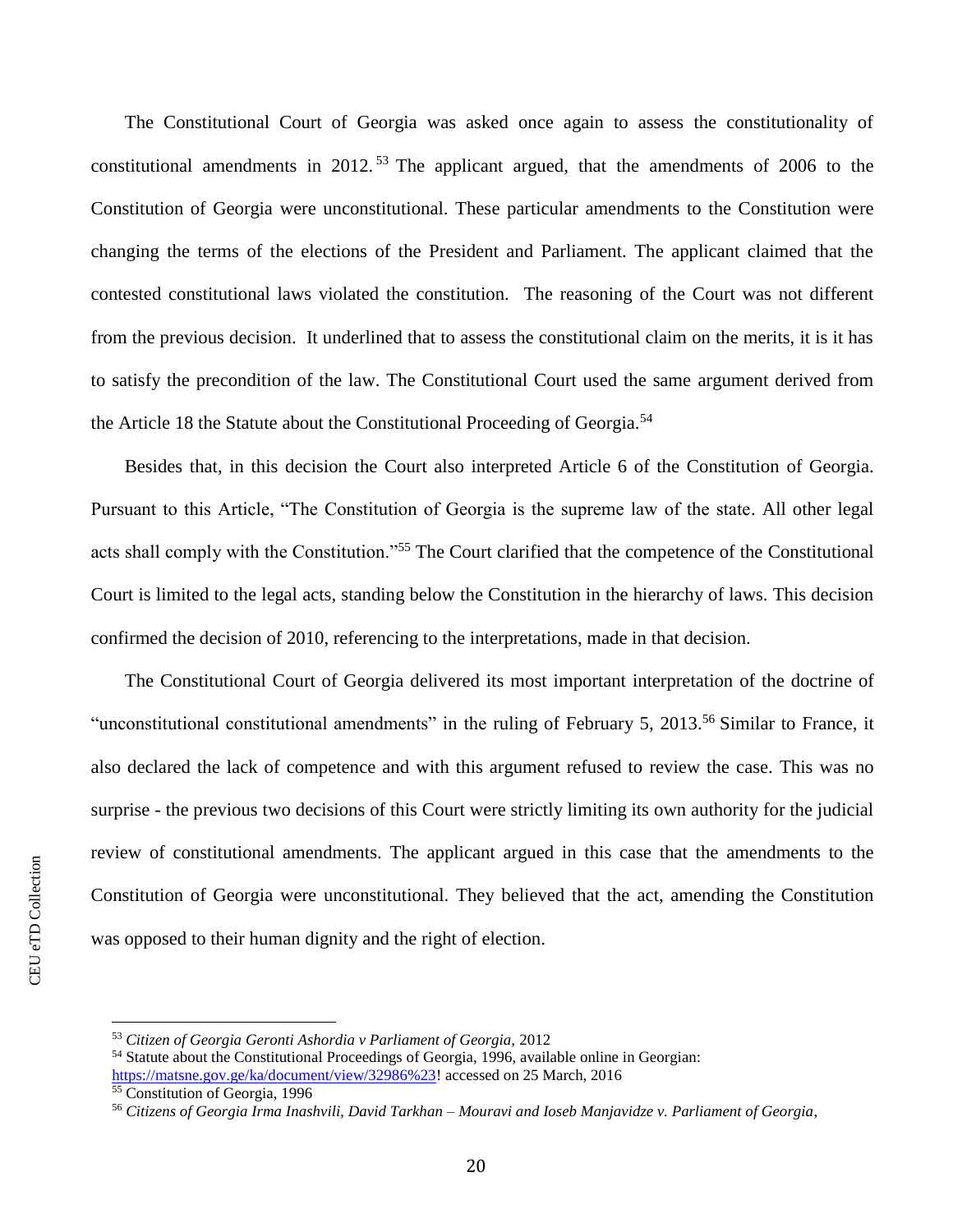The Constitutional Court of Georgia was asked once again to assess the constitutionality of constitutional amendments in 2012.[53] The applicant argued, that the amendments of 2006 to the Constitution of Georgia were unconstitutional. These particular amendments to the Constitution were changing the terms of the elections of the President and Parliament. The applicant claimed that the contested constitutional laws violated the constitution. The reasoning of the Court was not different from the previous decision. It underlined that to assess the constitutional claim on the merits, it is it has to satisfy the precondition of the law. The Constitutional Court used the same argument derived from the Article 18 the Statute about the Constitutional Proceeding of Georgia.[54]

Besides that, in this decision the Court also interpreted Article 6 of the Constitution of Georgia. Pursuant to this Article, "The Constitution of Georgia is the supreme law of the state. All other legal acts shall comply with the Constitution."[55] The Court clarified that the competence of the Constitutional Court is limited to the legal acts, standing below the Constitution in the hierarchy of laws. This decision confirmed the decision of 2010, referencing to the interpretations, made in that decision.

The Constitutional Court of Georgia delivered its most important interpretation of the doctrine of "unconstitutional constitutional amendments" in the ruling of February 5, 2013.[56] Similar to France, it also declared the lack of competence and with this argument refused to review the case. This was no surprise - the previous two decisions of this Court were strictly limiting its own authority for the judicial review of constitutional amendments. The applicant argued in this case that the amendments to the Constitution of Georgia were unconstitutional. They believed that the act, amending the Constitution was opposed to their human dignity and the right of election.

---

[53] *Citizen of Georgia Geronti Ashordia v Parliament of Georgia,* 2012

[54] Statute about the Constitutional Proceedings of Georgia, 1996, available online in Georgian: https://matsne.gov.ge/ka/document/view/32986%23! accessed on 25 March, 2016

[55] Constitution of Georgia, 1996

[56] *Citizens of Georgia Irma Inashvili, David Tarkhan – Mouravi and Ioseb Manjavidze v. Parliament of Georgia*,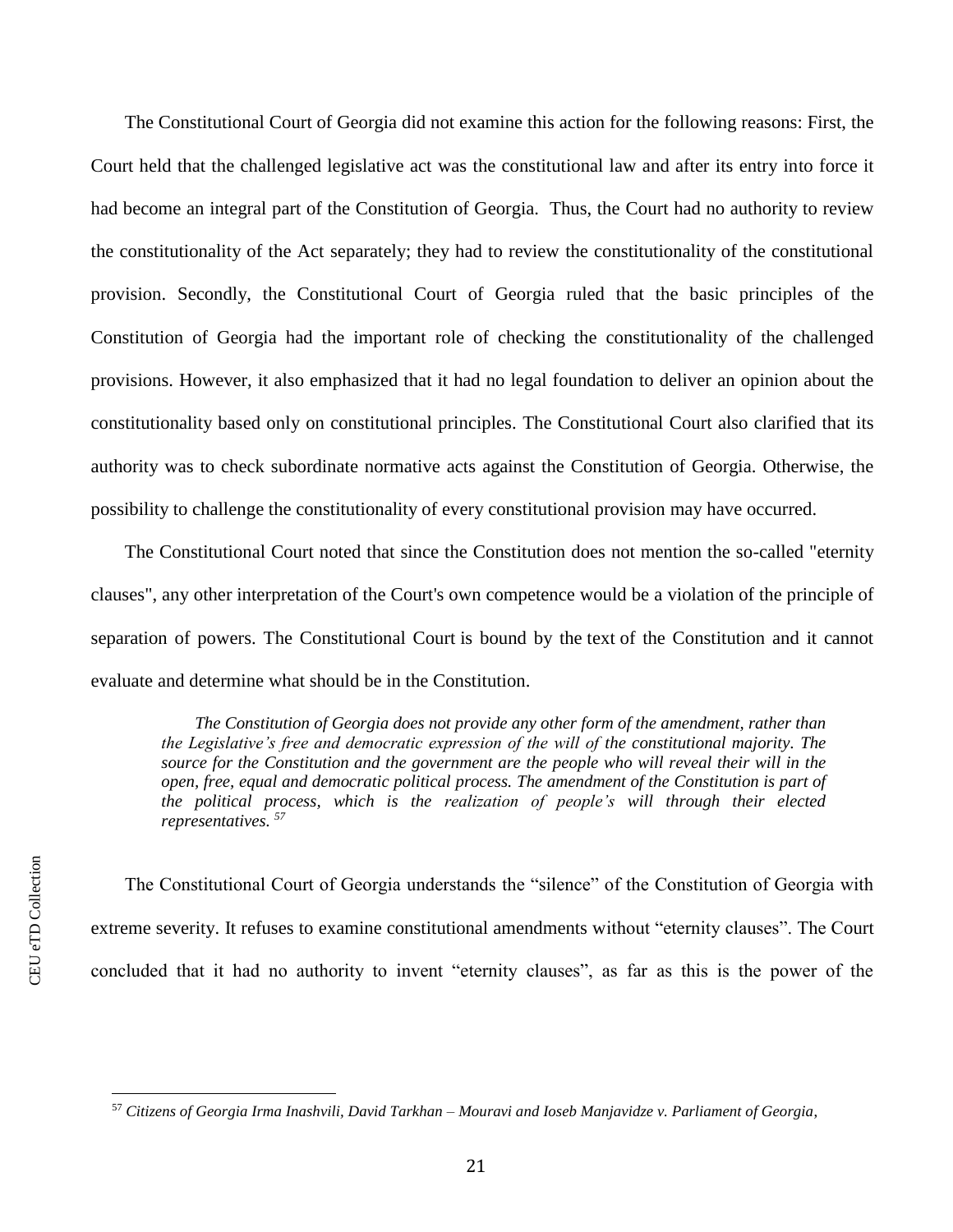The Constitutional Court of Georgia did not examine this action for the following reasons: First, the Court held that the challenged legislative act was the constitutional law and after its entry into force it had become an integral part of the Constitution of Georgia. Thus, the Court had no authority to review the constitutionality of the Act separately; they had to review the constitutionality of the constitutional provision. Secondly, the Constitutional Court of Georgia ruled that the basic principles of the Constitution of Georgia had the important role of checking the constitutionality of the challenged provisions. However, it also emphasized that it had no legal foundation to deliver an opinion about the constitutionality based only on constitutional principles. The Constitutional Court also clarified that its authority was to check subordinate normative acts against the Constitution of Georgia. Otherwise, the possibility to challenge the constitutionality of every constitutional provision may have occurred.

The Constitutional Court noted that since the Constitution does not mention the so-called "eternity clauses", any other interpretation of the Court's own competence would be a violation of the principle of separation of powers. The Constitutional Court is bound by the text of the Constitution and it cannot evaluate and determine what should be in the Constitution.

> *The Constitution of Georgia does not provide any other form of the amendment, rather than the Legislative's free and democratic expression of the will of the constitutional majority. The source for the Constitution and the government are the people who will reveal their will in the open, free, equal and democratic political process. The amendment of the Constitution is part of the political process, which is the realization of people's will through their elected representatives.* [57]

The Constitutional Court of Georgia understands the "silence" of the Constitution of Georgia with extreme severity. It refuses to examine constitutional amendments without "eternity clauses". The Court concluded that it had no authority to invent "eternity clauses", as far as this is the power of the

---

[57] *Citizens of Georgia Irma Inashvili, David Tarkhan – Mouravi and Ioseb Manjavidze v. Parliament of Georgia*,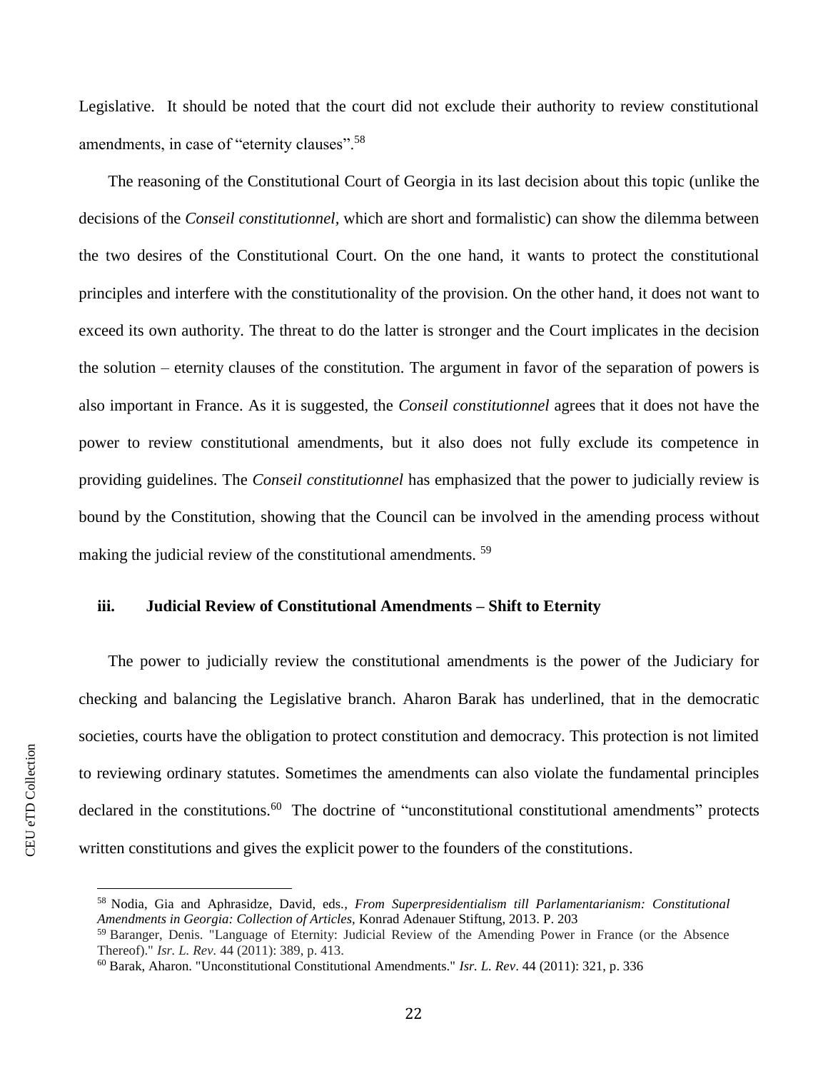Legislative. It should be noted that the court did not exclude their authority to review constitutional amendments, in case of "eternity clauses".[58]

The reasoning of the Constitutional Court of Georgia in its last decision about this topic (unlike the decisions of the *Conseil constitutionnel,* which are short and formalistic) can show the dilemma between the two desires of the Constitutional Court. On the one hand, it wants to protect the constitutional principles and interfere with the constitutionality of the provision. On the other hand, it does not want to exceed its own authority. The threat to do the latter is stronger and the Court implicates in the decision the solution – eternity clauses of the constitution. The argument in favor of the separation of powers is also important in France. As it is suggested, the *Conseil constitutionnel* agrees that it does not have the power to review constitutional amendments, but it also does not fully exclude its competence in providing guidelines. The *Conseil constitutionnel* has emphasized that the power to judicially review is bound by the Constitution, showing that the Council can be involved in the amending process without making the judicial review of the constitutional amendments. [59]

### iii. Judicial Review of Constitutional Amendments – Shift to Eternity

The power to judicially review the constitutional amendments is the power of the Judiciary for checking and balancing the Legislative branch. Aharon Barak has underlined, that in the democratic societies, courts have the obligation to protect constitution and democracy. This protection is not limited to reviewing ordinary statutes. Sometimes the amendments can also violate the fundamental principles declared in the constitutions.[60] The doctrine of "unconstitutional constitutional amendments" protects written constitutions and gives the explicit power to the founders of the constitutions.

---

[58] Nodia, Gia and Aphrasidze, David, eds., *From Superpresidentialism till Parlamentarianism: Constitutional Amendments in Georgia: Collection of Articles,* Konrad Adenauer Stiftung, 2013. P. 203

[59] Baranger, Denis. "Language of Eternity: Judicial Review of the Amending Power in France (or the Absence Thereof)." *Isr. L. Rev.* 44 (2011): 389, p. 413.

[60] Barak, Aharon. "Unconstitutional Constitutional Amendments." *Isr. L. Rev*. 44 (2011): 321, p. 336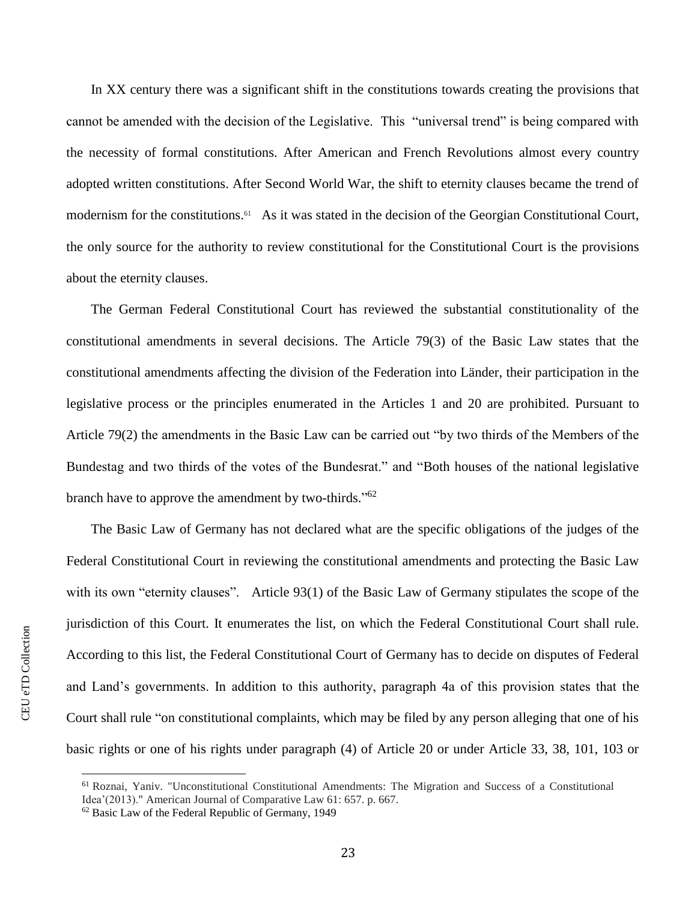In XX century there was a significant shift in the constitutions towards creating the provisions that cannot be amended with the decision of the Legislative. This "universal trend" is being compared with the necessity of formal constitutions. After American and French Revolutions almost every country adopted written constitutions. After Second World War, the shift to eternity clauses became the trend of modernism for the constitutions.[61] As it was stated in the decision of the Georgian Constitutional Court, the only source for the authority to review constitutional for the Constitutional Court is the provisions about the eternity clauses.

The German Federal Constitutional Court has reviewed the substantial constitutionality of the constitutional amendments in several decisions. The Article 79(3) of the Basic Law states that the constitutional amendments affecting the division of the Federation into Länder, their participation in the legislative process or the principles enumerated in the Articles 1 and 20 are prohibited. Pursuant to Article 79(2) the amendments in the Basic Law can be carried out "by two thirds of the Members of the Bundestag and two thirds of the votes of the Bundesrat." and "Both houses of the national legislative branch have to approve the amendment by two-thirds."[62]

The Basic Law of Germany has not declared what are the specific obligations of the judges of the Federal Constitutional Court in reviewing the constitutional amendments and protecting the Basic Law with its own "eternity clauses". Article 93(1) of the Basic Law of Germany stipulates the scope of the jurisdiction of this Court. It enumerates the list, on which the Federal Constitutional Court shall rule. According to this list, the Federal Constitutional Court of Germany has to decide on disputes of Federal and Land's governments. In addition to this authority, paragraph 4a of this provision states that the Court shall rule "on constitutional complaints, which may be filed by any person alleging that one of his basic rights or one of his rights under paragraph (4) of Article 20 or under Article 33, 38, 101, 103 or

---

[61] Roznai, Yaniv. "Unconstitutional Constitutional Amendments: The Migration and Success of a Constitutional Idea'(2013)." American Journal of Comparative Law 61: 657. p. 667.

[62] Basic Law of the Federal Republic of Germany, 1949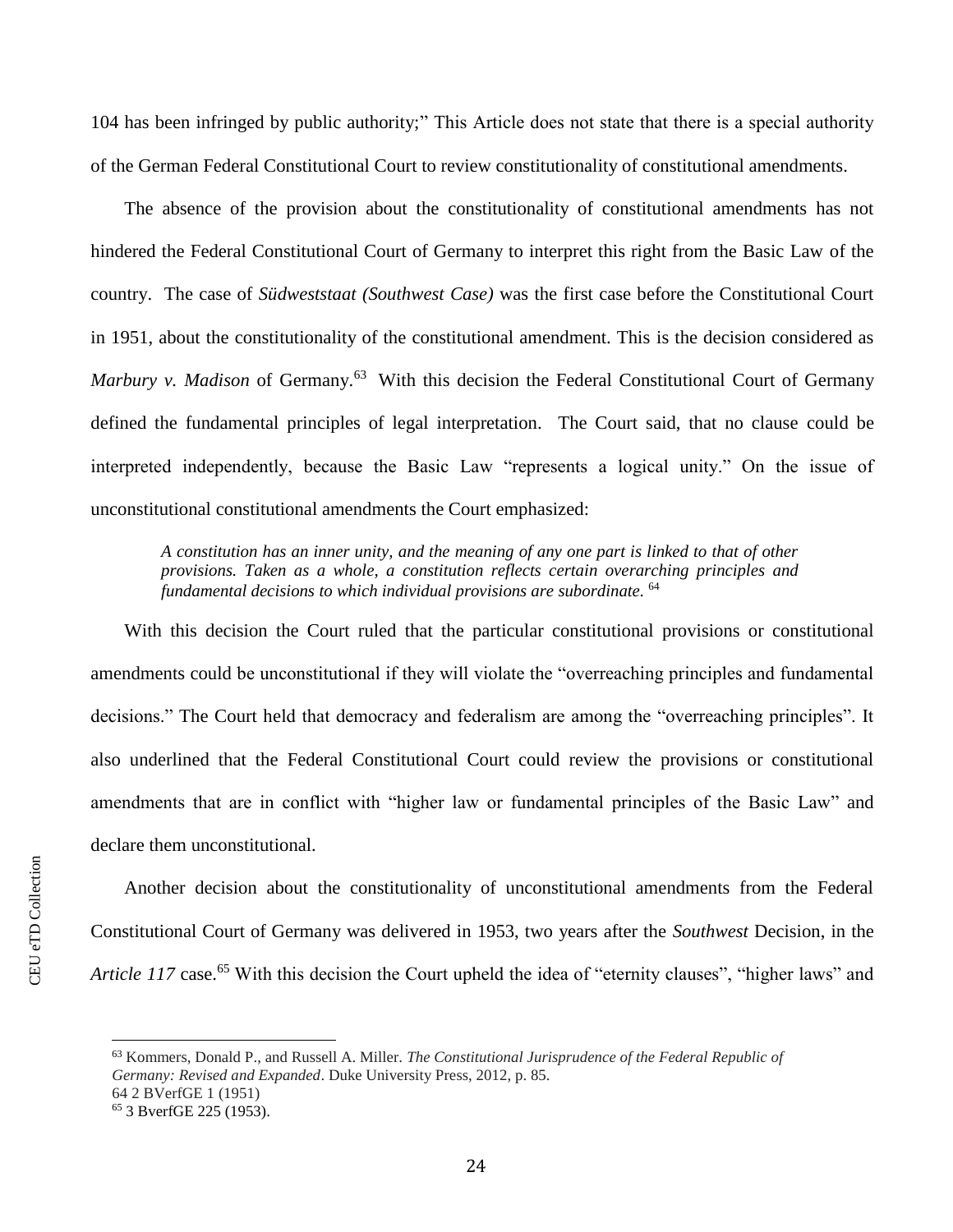104 has been infringed by public authority;" This Article does not state that there is a special authority of the German Federal Constitutional Court to review constitutionality of constitutional amendments.

The absence of the provision about the constitutionality of constitutional amendments has not hindered the Federal Constitutional Court of Germany to interpret this right from the Basic Law of the country. The case of *Südweststaat (Southwest Case)* was the first case before the Constitutional Court in 1951, about the constitutionality of the constitutional amendment. This is the decision considered as *Marbury v. Madison* of Germany.[63] With this decision the Federal Constitutional Court of Germany defined the fundamental principles of legal interpretation. The Court said, that no clause could be interpreted independently, because the Basic Law "represents a logical unity." On the issue of unconstitutional constitutional amendments the Court emphasized:

> *A constitution has an inner unity, and the meaning of any one part is linked to that of other provisions. Taken as a whole, a constitution reflects certain overarching principles and fundamental decisions to which individual provisions are subordinate.* [64]

With this decision the Court ruled that the particular constitutional provisions or constitutional amendments could be unconstitutional if they will violate the "overreaching principles and fundamental decisions." The Court held that democracy and federalism are among the "overreaching principles". It also underlined that the Federal Constitutional Court could review the provisions or constitutional amendments that are in conflict with "higher law or fundamental principles of the Basic Law" and declare them unconstitutional.

Another decision about the constitutionality of unconstitutional amendments from the Federal Constitutional Court of Germany was delivered in 1953, two years after the *Southwest* Decision, in the *Article 117* case.[65] With this decision the Court upheld the idea of "eternity clauses", "higher laws" and

---

[63] Kommers, Donald P., and Russell A. Miller. *The Constitutional Jurisprudence of the Federal Republic of Germany: Revised and Expanded*. Duke University Press, 2012, p. 85.

64 2 BVerfGE 1 (1951)

[65] 3 BverfGE 225 (1953).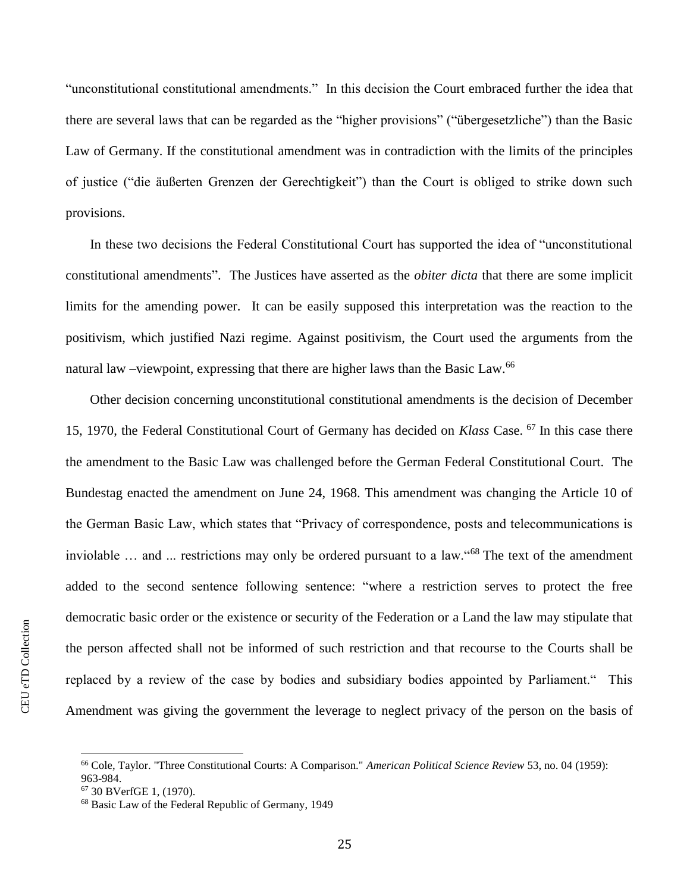"unconstitutional constitutional amendments." In this decision the Court embraced further the idea that there are several laws that can be regarded as the "higher provisions" ("übergesetzliche") than the Basic Law of Germany. If the constitutional amendment was in contradiction with the limits of the principles of justice ("die äußerten Grenzen der Gerechtigkeit") than the Court is obliged to strike down such provisions.

In these two decisions the Federal Constitutional Court has supported the idea of "unconstitutional constitutional amendments". The Justices have asserted as the *obiter dicta* that there are some implicit limits for the amending power. It can be easily supposed this interpretation was the reaction to the positivism, which justified Nazi regime. Against positivism, the Court used the arguments from the natural law –viewpoint, expressing that there are higher laws than the Basic Law.[66]

Other decision concerning unconstitutional constitutional amendments is the decision of December 15, 1970, the Federal Constitutional Court of Germany has decided on *Klass* Case. [67] In this case there the amendment to the Basic Law was challenged before the German Federal Constitutional Court. The Bundestag enacted the amendment on June 24, 1968. This amendment was changing the Article 10 of the German Basic Law, which states that "Privacy of correspondence, posts and telecommunications is inviolable … and ... restrictions may only be ordered pursuant to a law."[68] The text of the amendment added to the second sentence following sentence: "where a restriction serves to protect the free democratic basic order or the existence or security of the Federation or a Land the law may stipulate that the person affected shall not be informed of such restriction and that recourse to the Courts shall be replaced by a review of the case by bodies and subsidiary bodies appointed by Parliament." This Amendment was giving the government the leverage to neglect privacy of the person on the basis of

---

[66] Cole, Taylor. "Three Constitutional Courts: A Comparison." *American Political Science Review* 53, no. 04 (1959): 963-984.

[67] 30 BVerfGE 1, (1970).

[68] Basic Law of the Federal Republic of Germany, 1949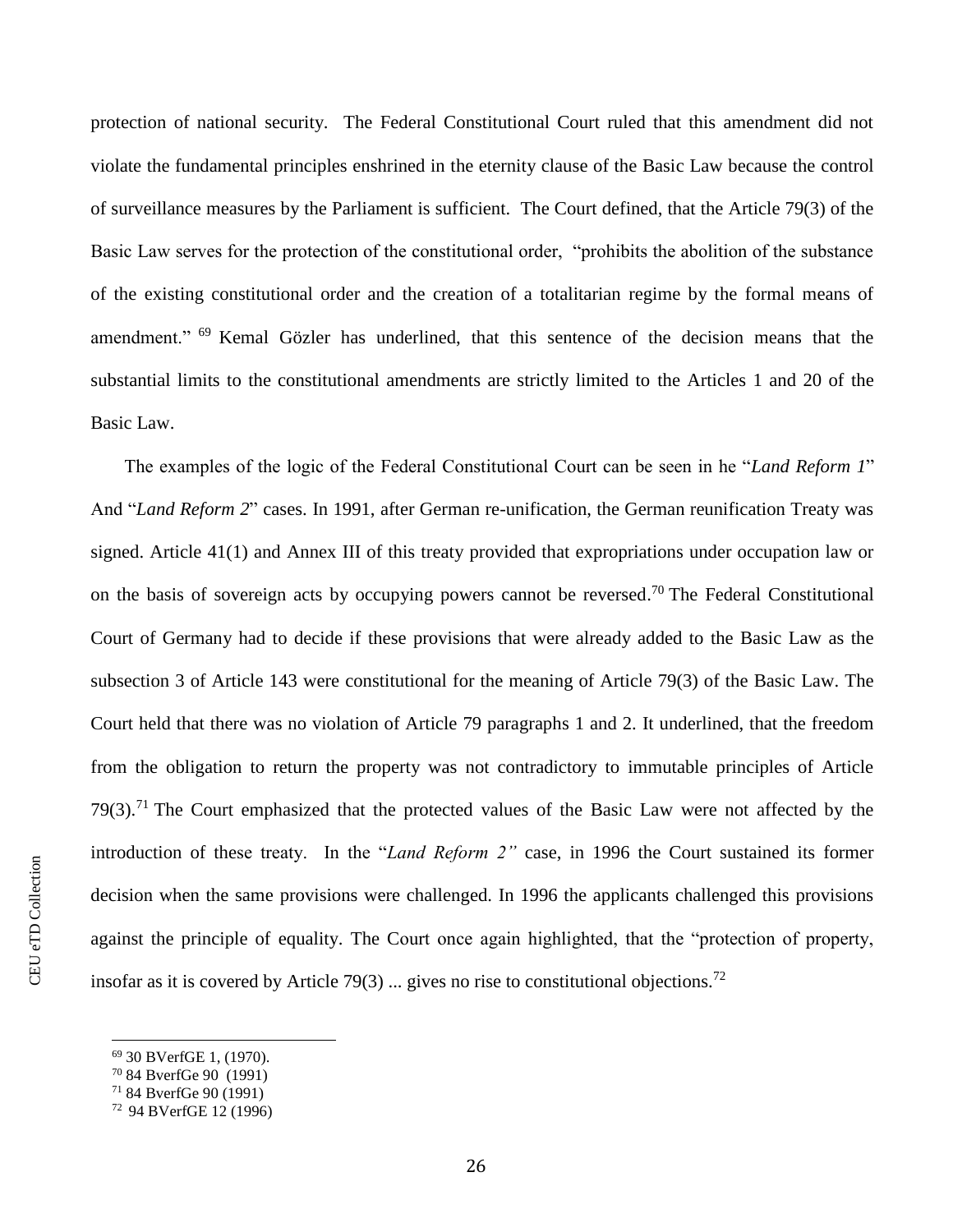protection of national security. The Federal Constitutional Court ruled that this amendment did not violate the fundamental principles enshrined in the eternity clause of the Basic Law because the control of surveillance measures by the Parliament is sufficient. The Court defined, that the Article 79(3) of the Basic Law serves for the protection of the constitutional order, "prohibits the abolition of the substance of the existing constitutional order and the creation of a totalitarian regime by the formal means of amendment." [69] Kemal Gözler has underlined, that this sentence of the decision means that the substantial limits to the constitutional amendments are strictly limited to the Articles 1 and 20 of the Basic Law.

The examples of the logic of the Federal Constitutional Court can be seen in he "*Land Reform 1*" And "*Land Reform 2*" cases. In 1991, after German re-unification, the German reunification Treaty was signed. Article 41(1) and Annex III of this treaty provided that expropriations under occupation law or on the basis of sovereign acts by occupying powers cannot be reversed.[70] The Federal Constitutional Court of Germany had to decide if these provisions that were already added to the Basic Law as the subsection 3 of Article 143 were constitutional for the meaning of Article 79(3) of the Basic Law. The Court held that there was no violation of Article 79 paragraphs 1 and 2. It underlined, that the freedom from the obligation to return the property was not contradictory to immutable principles of Article 79(3).[71] The Court emphasized that the protected values of the Basic Law were not affected by the introduction of these treaty. In the "*Land Reform 2"* case, in 1996 the Court sustained its former decision when the same provisions were challenged. In 1996 the applicants challenged this provisions against the principle of equality. The Court once again highlighted, that the "protection of property, insofar as it is covered by Article 79(3) ... gives no rise to constitutional objections.[72]

[69] 30 BVerfGE 1, (1970).

[70] 84 BverfGe 90 (1991)

[71] 84 BverfGe 90 (1991)

[72] 94 BVerfGE 12 (1996)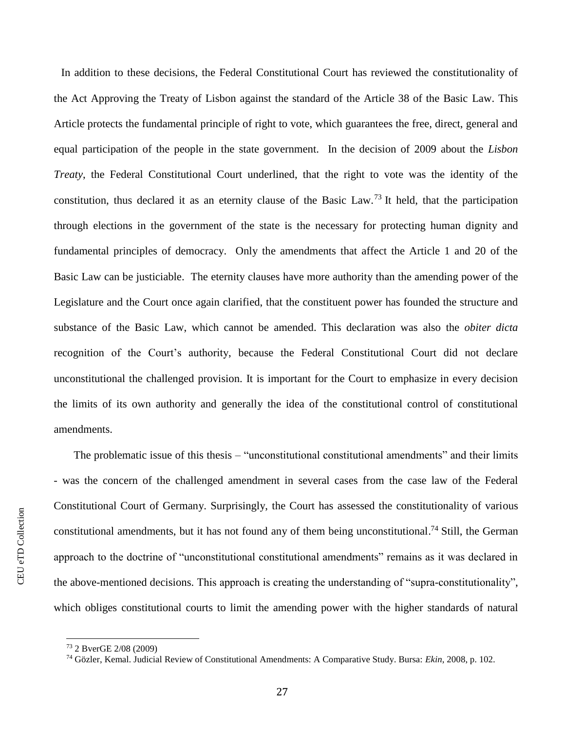In addition to these decisions, the Federal Constitutional Court has reviewed the constitutionality of the Act Approving the Treaty of Lisbon against the standard of the Article 38 of the Basic Law. This Article protects the fundamental principle of right to vote, which guarantees the free, direct, general and equal participation of the people in the state government. In the decision of 2009 about the *Lisbon Treaty*, the Federal Constitutional Court underlined, that the right to vote was the identity of the constitution, thus declared it as an eternity clause of the Basic Law.[73] It held, that the participation through elections in the government of the state is the necessary for protecting human dignity and fundamental principles of democracy. Only the amendments that affect the Article 1 and 20 of the Basic Law can be justiciable. The eternity clauses have more authority than the amending power of the Legislature and the Court once again clarified, that the constituent power has founded the structure and substance of the Basic Law, which cannot be amended. This declaration was also the *obiter dicta* recognition of the Court's authority, because the Federal Constitutional Court did not declare unconstitutional the challenged provision. It is important for the Court to emphasize in every decision the limits of its own authority and generally the idea of the constitutional control of constitutional amendments.

The problematic issue of this thesis – "unconstitutional constitutional amendments" and their limits - was the concern of the challenged amendment in several cases from the case law of the Federal Constitutional Court of Germany. Surprisingly, the Court has assessed the constitutionality of various constitutional amendments, but it has not found any of them being unconstitutional.[74] Still, the German approach to the doctrine of "unconstitutional constitutional amendments" remains as it was declared in the above-mentioned decisions. This approach is creating the understanding of "supra-constitutionality", which obliges constitutional courts to limit the amending power with the higher standards of natural

[73] 2 BverGE 2/08 (2009)

[74] Gözler, Kemal. Judicial Review of Constitutional Amendments: A Comparative Study. Bursa: *Ekin*, 2008, p. 102.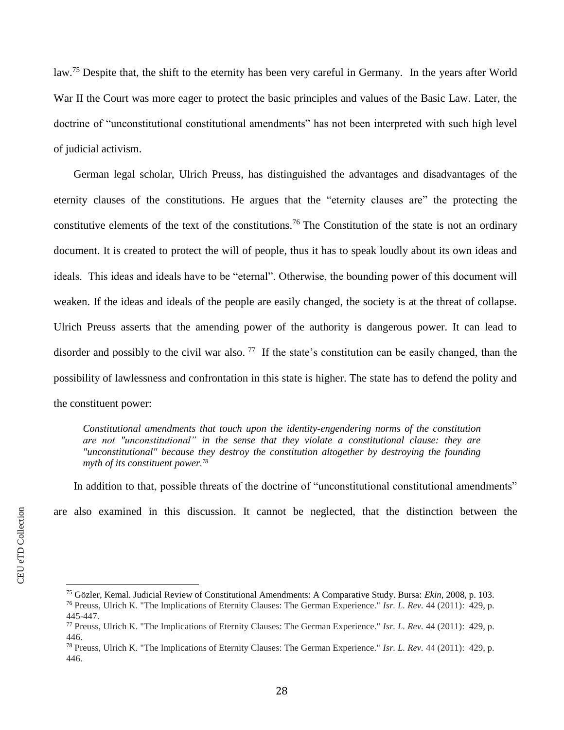law.[75] Despite that, the shift to the eternity has been very careful in Germany. In the years after World War II the Court was more eager to protect the basic principles and values of the Basic Law. Later, the doctrine of "unconstitutional constitutional amendments" has not been interpreted with such high level of judicial activism.

German legal scholar, Ulrich Preuss, has distinguished the advantages and disadvantages of the eternity clauses of the constitutions. He argues that the "eternity clauses are" the protecting the constitutive elements of the text of the constitutions.[76] The Constitution of the state is not an ordinary document. It is created to protect the will of people, thus it has to speak loudly about its own ideas and ideals. This ideas and ideals have to be "eternal". Otherwise, the bounding power of this document will weaken. If the ideas and ideals of the people are easily changed, the society is at the threat of collapse. Ulrich Preuss asserts that the amending power of the authority is dangerous power. It can lead to disorder and possibly to the civil war also. [77] If the state's constitution can be easily changed, than the possibility of lawlessness and confrontation in this state is higher. The state has to defend the polity and the constituent power:

> *Constitutional amendments that touch upon the identity-engendering norms of the constitution are not "unconstitutional" in the sense that they violate a constitutional clause: they are "unconstitutional" because they destroy the constitution altogether by destroying the founding myth of its constituent power.*[78]

In addition to that, possible threats of the doctrine of "unconstitutional constitutional amendments" are also examined in this discussion. It cannot be neglected, that the distinction between the

---

[75] Gözler, Kemal. Judicial Review of Constitutional Amendments: A Comparative Study. Bursa: *Ekin*, 2008, p. 103.

[76] Preuss, Ulrich K. "The Implications of Eternity Clauses: The German Experience." *Isr. L. Rev.* 44 (2011): 429, p. 445-447.

[77] Preuss, Ulrich K. "The Implications of Eternity Clauses: The German Experience." *Isr. L. Rev.* 44 (2011): 429, p. 446.

[78] Preuss, Ulrich K. "The Implications of Eternity Clauses: The German Experience." *Isr. L. Rev.* 44 (2011): 429, p. 446.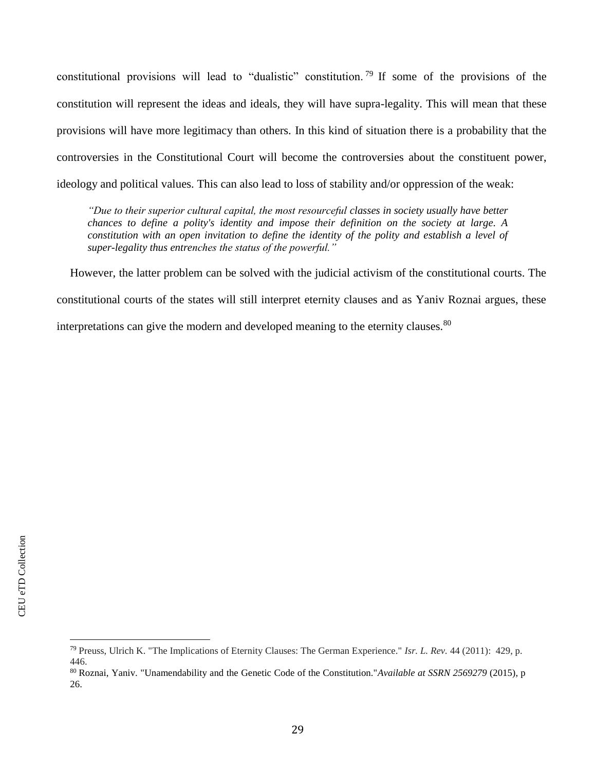constitutional provisions will lead to "dualistic" constitution.[79] If some of the provisions of the constitution will represent the ideas and ideals, they will have supra-legality. This will mean that these provisions will have more legitimacy than others. In this kind of situation there is a probability that the controversies in the Constitutional Court will become the controversies about the constituent power, ideology and political values. This can also lead to loss of stability and/or oppression of the weak:

> *"Due to their superior cultural capital, the most resourceful classes in society usually have better chances to define a polity's identity and impose their definition on the society at large. A constitution with an open invitation to define the identity of the polity and establish a level of super-legality thus entrenches the status of the powerful."*

However, the latter problem can be solved with the judicial activism of the constitutional courts. The constitutional courts of the states will still interpret eternity clauses and as Yaniv Roznai argues, these interpretations can give the modern and developed meaning to the eternity clauses.[80]

---

[79] Preuss, Ulrich K. "The Implications of Eternity Clauses: The German Experience." *Isr. L. Rev.* 44 (2011): 429, p. 446.

[80] Roznai, Yaniv. "Unamendability and the Genetic Code of the Constitution."*Available at SSRN 2569279* (2015), p 26.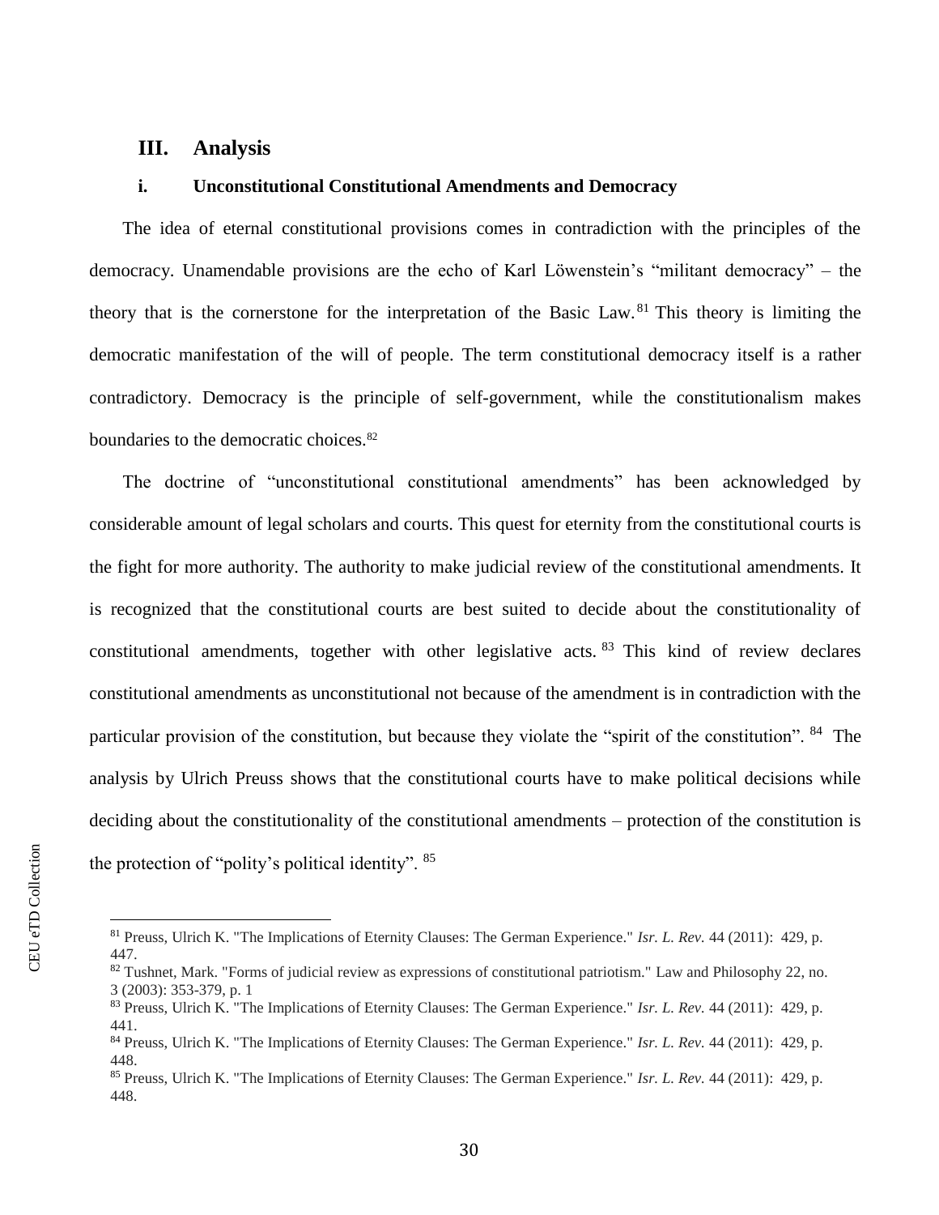## III. Analysis

### i. Unconstitutional Constitutional Amendments and Democracy

The idea of eternal constitutional provisions comes in contradiction with the principles of the democracy. Unamendable provisions are the echo of Karl Löwenstein's "militant democracy" – the theory that is the cornerstone for the interpretation of the Basic Law.[81] This theory is limiting the democratic manifestation of the will of people. The term constitutional democracy itself is a rather contradictory. Democracy is the principle of self-government, while the constitutionalism makes boundaries to the democratic choices.[82]

The doctrine of "unconstitutional constitutional amendments" has been acknowledged by considerable amount of legal scholars and courts. This quest for eternity from the constitutional courts is the fight for more authority. The authority to make judicial review of the constitutional amendments. It is recognized that the constitutional courts are best suited to decide about the constitutionality of constitutional amendments, together with other legislative acts.[83] This kind of review declares constitutional amendments as unconstitutional not because of the amendment is in contradiction with the particular provision of the constitution, but because they violate the "spirit of the constitution".[84] The analysis by Ulrich Preuss shows that the constitutional courts have to make political decisions while deciding about the constitutionality of the constitutional amendments – protection of the constitution is the protection of "polity's political identity".[85]

---

[81] Preuss, Ulrich K. "The Implications of Eternity Clauses: The German Experience." *Isr. L. Rev.* 44 (2011): 429, p. 447.

[82] Tushnet, Mark. "Forms of judicial review as expressions of constitutional patriotism." Law and Philosophy 22, no. 3 (2003): 353-379, p. 1

[83] Preuss, Ulrich K. "The Implications of Eternity Clauses: The German Experience." *Isr. L. Rev.* 44 (2011): 429, p. 441.

[84] Preuss, Ulrich K. "The Implications of Eternity Clauses: The German Experience." *Isr. L. Rev.* 44 (2011): 429, p. 448.

[85] Preuss, Ulrich K. "The Implications of Eternity Clauses: The German Experience." *Isr. L. Rev.* 44 (2011): 429, p. 448.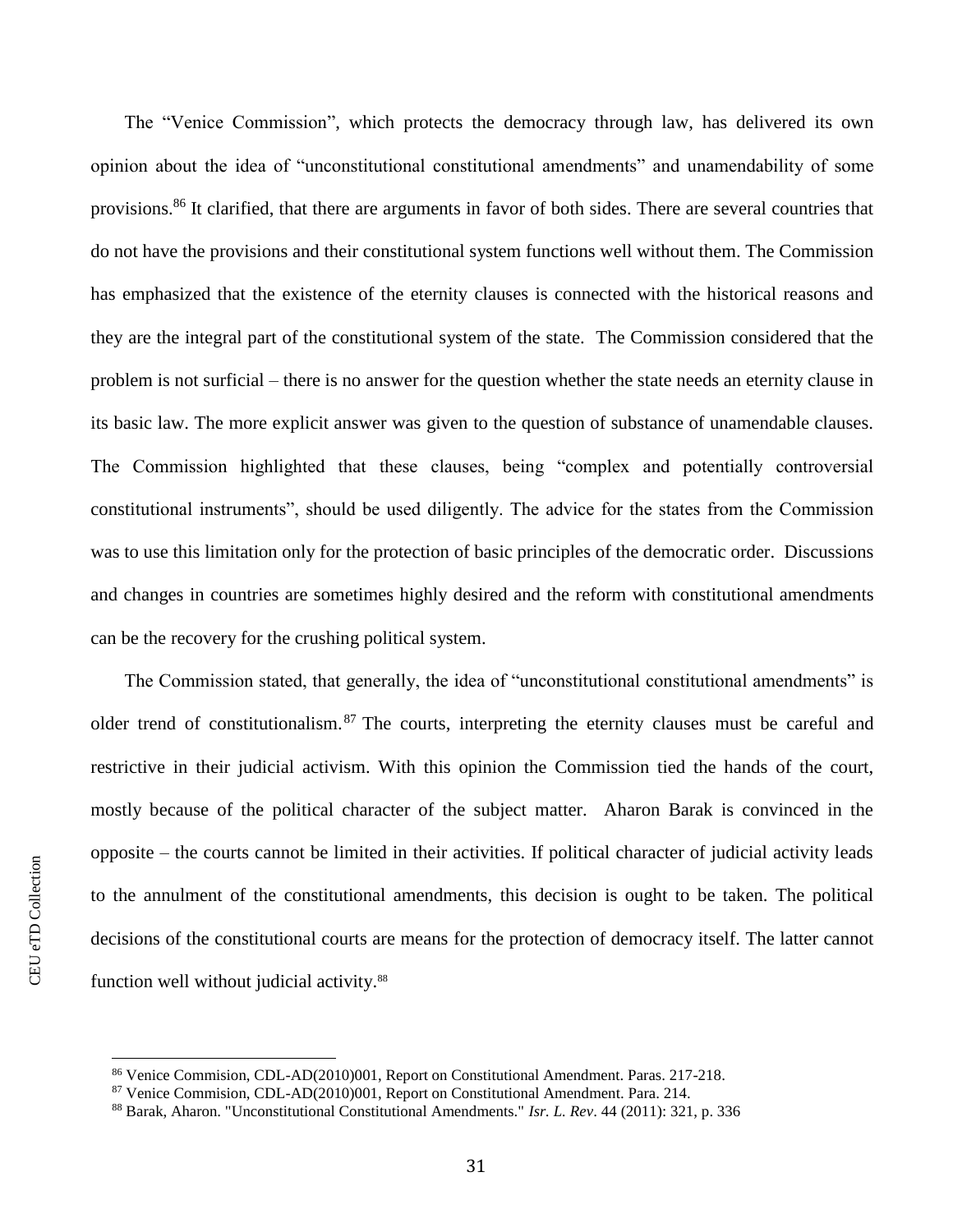The “Venice Commission”, which protects the democracy through law, has delivered its own opinion about the idea of “unconstitutional constitutional amendments” and unamendability of some provisions.[86] It clarified, that there are arguments in favor of both sides. There are several countries that do not have the provisions and their constitutional system functions well without them. The Commission has emphasized that the existence of the eternity clauses is connected with the historical reasons and they are the integral part of the constitutional system of the state. The Commission considered that the problem is not surficial – there is no answer for the question whether the state needs an eternity clause in its basic law. The more explicit answer was given to the question of substance of unamendable clauses. The Commission highlighted that these clauses, being “complex and potentially controversial constitutional instruments”, should be used diligently. The advice for the states from the Commission was to use this limitation only for the protection of basic principles of the democratic order. Discussions and changes in countries are sometimes highly desired and the reform with constitutional amendments can be the recovery for the crushing political system.

The Commission stated, that generally, the idea of “unconstitutional constitutional amendments” is older trend of constitutionalism.[87] The courts, interpreting the eternity clauses must be careful and restrictive in their judicial activism. With this opinion the Commission tied the hands of the court, mostly because of the political character of the subject matter. Aharon Barak is convinced in the opposite – the courts cannot be limited in their activities. If political character of judicial activity leads to the annulment of the constitutional amendments, this decision is ought to be taken. The political decisions of the constitutional courts are means for the protection of democracy itself. The latter cannot function well without judicial activity.[88]

---

[86] Venice Commision, CDL-AD(2010)001, Report on Constitutional Amendment. Paras. 217-218.

[87] Venice Commision, CDL-AD(2010)001, Report on Constitutional Amendment. Para. 214.

[88] Barak, Aharon. "Unconstitutional Constitutional Amendments." *Isr. L. Rev*. 44 (2011): 321, p. 336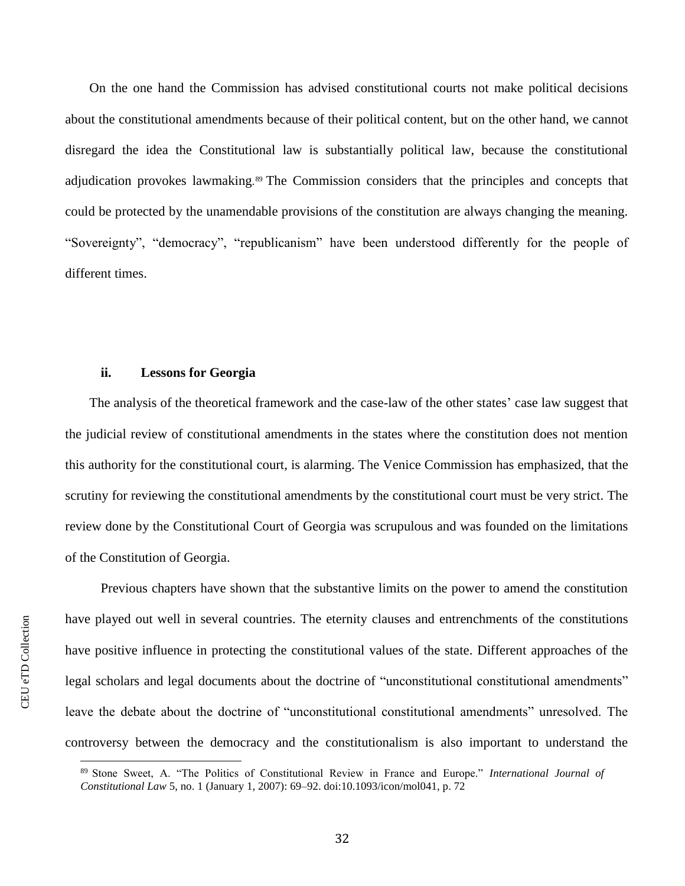On the one hand the Commission has advised constitutional courts not make political decisions about the constitutional amendments because of their political content, but on the other hand, we cannot disregard the idea the Constitutional law is substantially political law, because the constitutional adjudication provokes lawmaking.[89] The Commission considers that the principles and concepts that could be protected by the unamendable provisions of the constitution are always changing the meaning. "Sovereignty", "democracy", "republicanism" have been understood differently for the people of different times.

### ii. Lessons for Georgia

The analysis of the theoretical framework and the case-law of the other states' case law suggest that the judicial review of constitutional amendments in the states where the constitution does not mention this authority for the constitutional court, is alarming. The Venice Commission has emphasized, that the scrutiny for reviewing the constitutional amendments by the constitutional court must be very strict. The review done by the Constitutional Court of Georgia was scrupulous and was founded on the limitations of the Constitution of Georgia.

Previous chapters have shown that the substantive limits on the power to amend the constitution have played out well in several countries. The eternity clauses and entrenchments of the constitutions have positive influence in protecting the constitutional values of the state. Different approaches of the legal scholars and legal documents about the doctrine of "unconstitutional constitutional amendments" leave the debate about the doctrine of "unconstitutional constitutional amendments" unresolved. The controversy between the democracy and the constitutionalism is also important to understand the

---

[89] Stone Sweet, A. "The Politics of Constitutional Review in France and Europe." *International Journal of Constitutional Law* 5, no. 1 (January 1, 2007): 69–92. doi:10.1093/icon/mol041, p. 72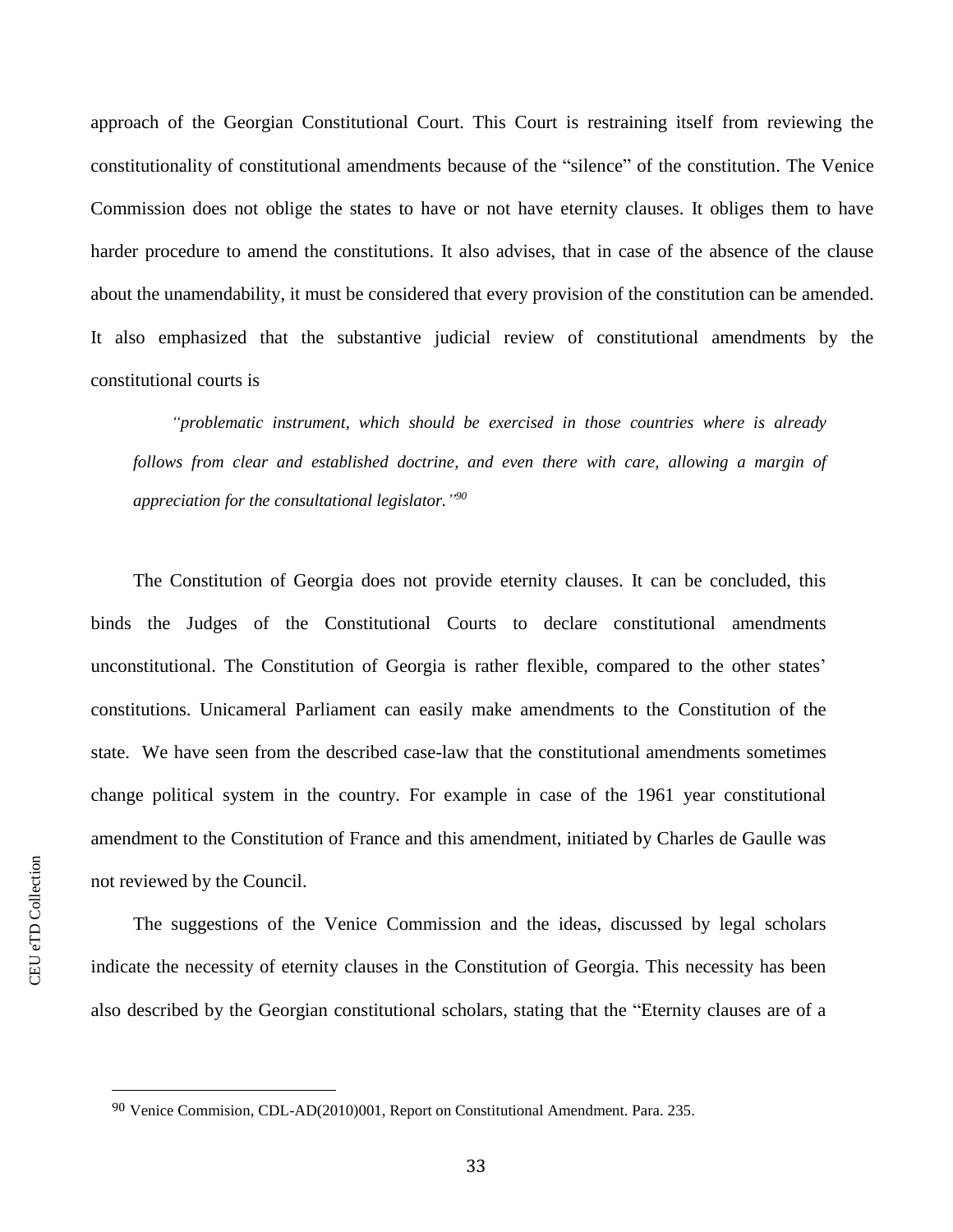approach of the Georgian Constitutional Court. This Court is restraining itself from reviewing the constitutionality of constitutional amendments because of the "silence" of the constitution. The Venice Commission does not oblige the states to have or not have eternity clauses. It obliges them to have harder procedure to amend the constitutions. It also advises, that in case of the absence of the clause about the unamendability, it must be considered that every provision of the constitution can be amended. It also emphasized that the substantive judicial review of constitutional amendments by the constitutional courts is

> *"problematic instrument, which should be exercised in those countries where is already follows from clear and established doctrine, and even there with care, allowing a margin of appreciation for the consultational legislator."*[90]

The Constitution of Georgia does not provide eternity clauses. It can be concluded, this binds the Judges of the Constitutional Courts to declare constitutional amendments unconstitutional. The Constitution of Georgia is rather flexible, compared to the other states' constitutions. Unicameral Parliament can easily make amendments to the Constitution of the state. We have seen from the described case-law that the constitutional amendments sometimes change political system in the country. For example in case of the 1961 year constitutional amendment to the Constitution of France and this amendment, initiated by Charles de Gaulle was not reviewed by the Council.

The suggestions of the Venice Commission and the ideas, discussed by legal scholars indicate the necessity of eternity clauses in the Constitution of Georgia. This necessity has been also described by the Georgian constitutional scholars, stating that the "Eternity clauses are of a

---

[90] Venice Commision, CDL-AD(2010)001, Report on Constitutional Amendment. Para. 235.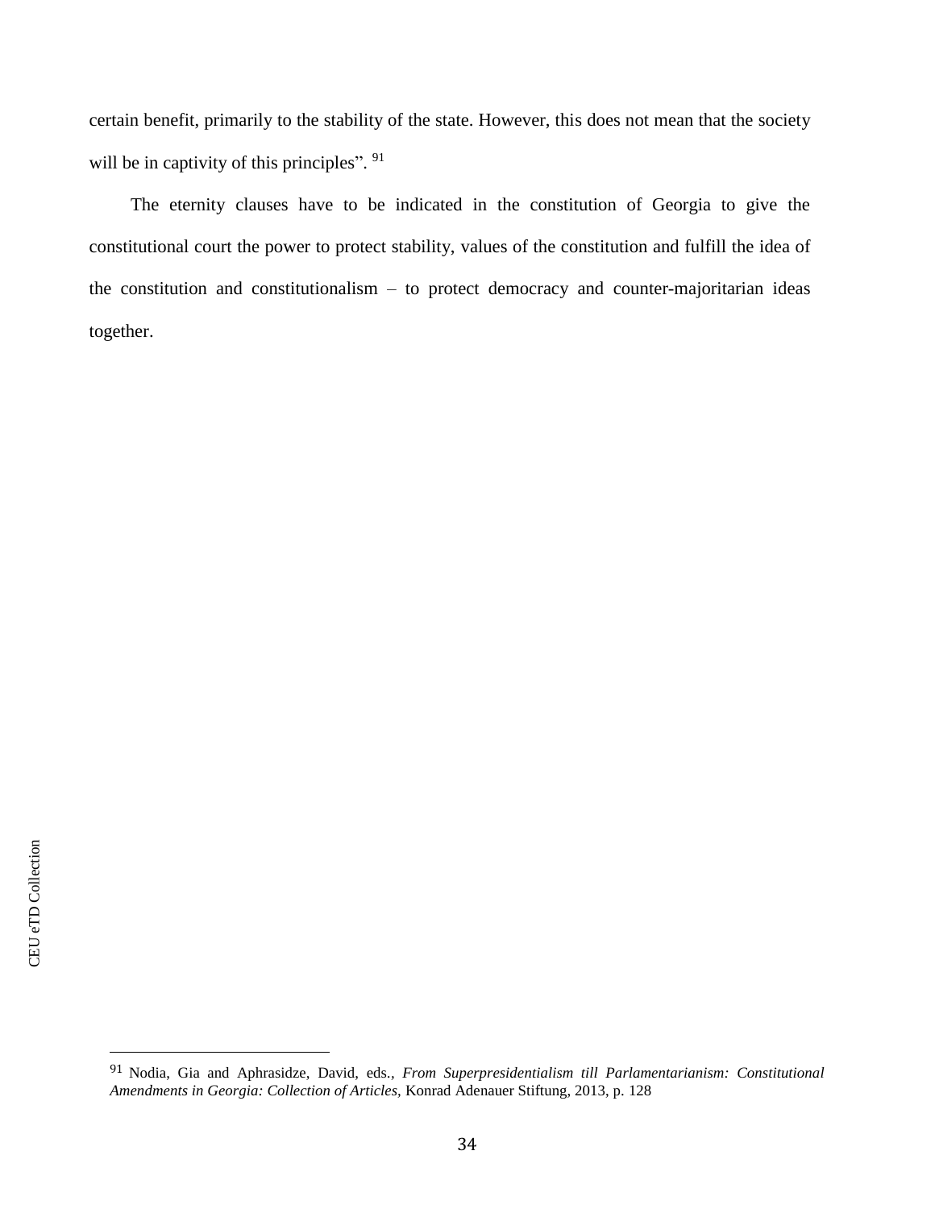certain benefit, primarily to the stability of the state. However, this does not mean that the society will be in captivity of this principles". [91]

The eternity clauses have to be indicated in the constitution of Georgia to give the constitutional court the power to protect stability, values of the constitution and fulfill the idea of the constitution and constitutionalism – to protect democracy and counter-majoritarian ideas together.

---

[91] Nodia, Gia and Aphrasidze, David, eds., *From Superpresidentialism till Parlamentarianism: Constitutional Amendments in Georgia: Collection of Articles*, Konrad Adenauer Stiftung, 2013, p. 128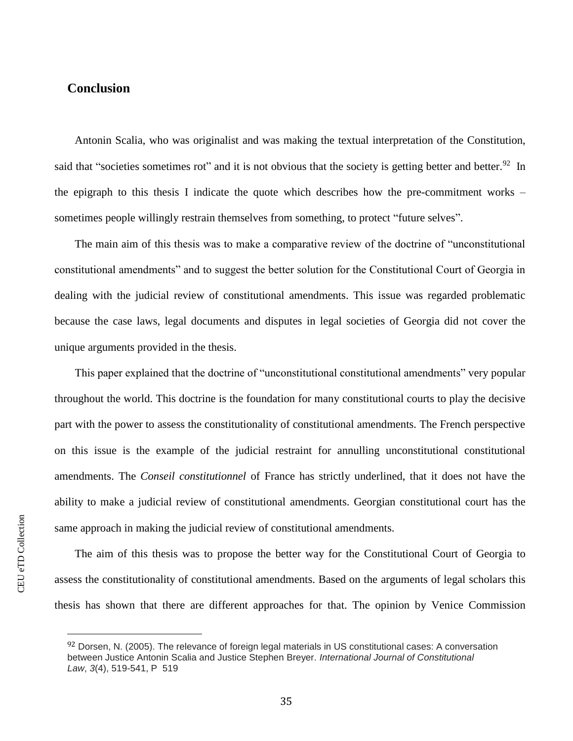## Conclusion

Antonin Scalia, who was originalist and was making the textual interpretation of the Constitution, said that "societies sometimes rot" and it is not obvious that the society is getting better and better.[92] In the epigraph to this thesis I indicate the quote which describes how the pre-commitment works – sometimes people willingly restrain themselves from something, to protect "future selves".

The main aim of this thesis was to make a comparative review of the doctrine of "unconstitutional constitutional amendments" and to suggest the better solution for the Constitutional Court of Georgia in dealing with the judicial review of constitutional amendments. This issue was regarded problematic because the case laws, legal documents and disputes in legal societies of Georgia did not cover the unique arguments provided in the thesis.

This paper explained that the doctrine of "unconstitutional constitutional amendments" very popular throughout the world. This doctrine is the foundation for many constitutional courts to play the decisive part with the power to assess the constitutionality of constitutional amendments. The French perspective on this issue is the example of the judicial restraint for annulling unconstitutional constitutional amendments. The *Conseil constitutionnel* of France has strictly underlined, that it does not have the ability to make a judicial review of constitutional amendments. Georgian constitutional court has the same approach in making the judicial review of constitutional amendments.

The aim of this thesis was to propose the better way for the Constitutional Court of Georgia to assess the constitutionality of constitutional amendments. Based on the arguments of legal scholars this thesis has shown that there are different approaches for that. The opinion by Venice Commission

---

[92] Dorsen, N. (2005). The relevance of foreign legal materials in US constitutional cases: A conversation between Justice Antonin Scalia and Justice Stephen Breyer. *International Journal of Constitutional Law*, *3*(4), 519-541, P 519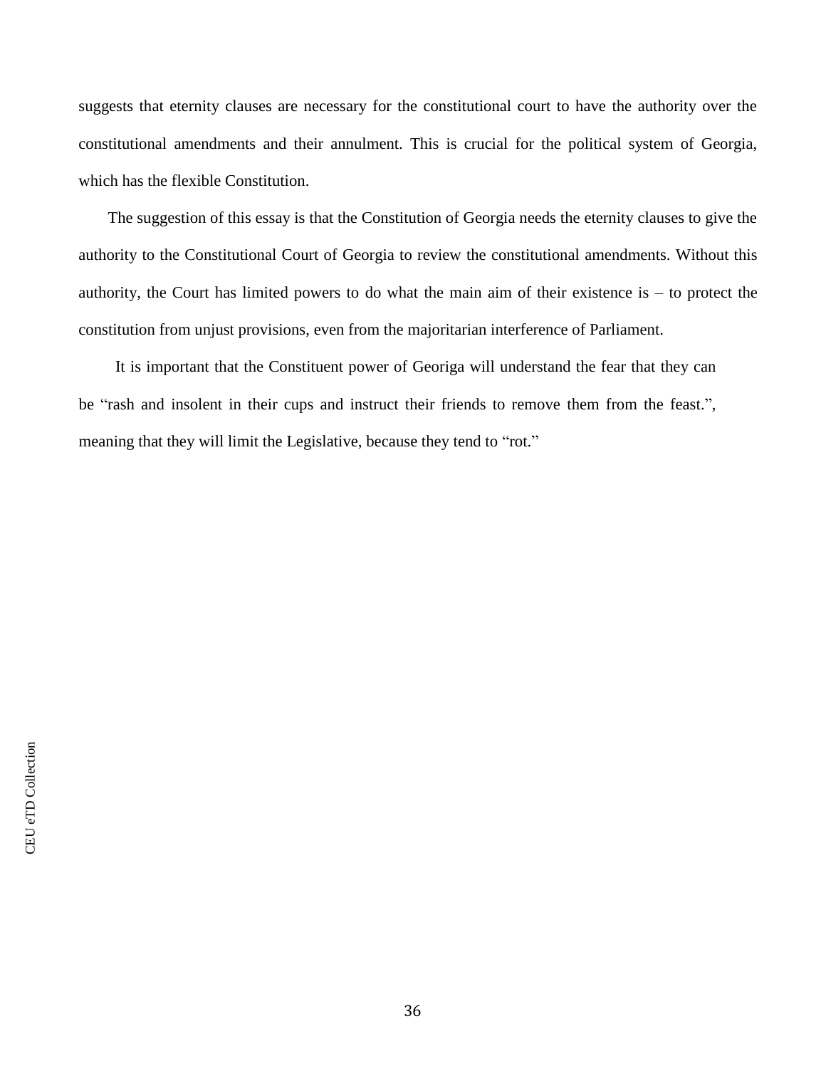suggests that eternity clauses are necessary for the constitutional court to have the authority over the constitutional amendments and their annulment. This is crucial for the political system of Georgia, which has the flexible Constitution.

The suggestion of this essay is that the Constitution of Georgia needs the eternity clauses to give the authority to the Constitutional Court of Georgia to review the constitutional amendments. Without this authority, the Court has limited powers to do what the main aim of their existence is – to protect the constitution from unjust provisions, even from the majoritarian interference of Parliament.

It is important that the Constituent power of Georiga will understand the fear that they can be "rash and insolent in their cups and instruct their friends to remove them from the feast.", meaning that they will limit the Legislative, because they tend to "rot."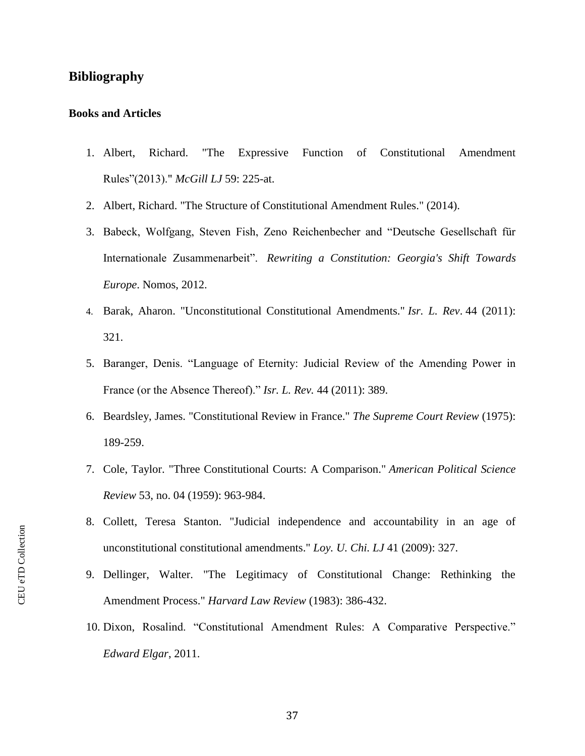## Bibliography

### Books and Articles

1. Albert, Richard. "The Expressive Function of Constitutional Amendment Rules"(2013)." *McGill LJ* 59: 225-at.
2. Albert, Richard. "The Structure of Constitutional Amendment Rules." (2014).
3. Babeck, Wolfgang, Steven Fish, Zeno Reichenbecher and "Deutsche Gesellschaft für Internationale Zusammenarbeit". *Rewriting a Constitution: Georgia's Shift Towards Europe*. Nomos, 2012.
4. Barak, Aharon. "Unconstitutional Constitutional Amendments." *Isr. L. Rev*. 44 (2011): 321.
5. Baranger, Denis. "Language of Eternity: Judicial Review of the Amending Power in France (or the Absence Thereof)." *Isr. L. Rev.* 44 (2011): 389.
6. Beardsley, James. "Constitutional Review in France." *The Supreme Court Review* (1975): 189-259.
7. Cole, Taylor. "Three Constitutional Courts: A Comparison." *American Political Science Review* 53, no. 04 (1959): 963-984.
8. Collett, Teresa Stanton. "Judicial independence and accountability in an age of unconstitutional constitutional amendments." *Loy. U. Chi. LJ* 41 (2009): 327.
9. Dellinger, Walter. "The Legitimacy of Constitutional Change: Rethinking the Amendment Process." *Harvard Law Review* (1983): 386-432.
10. Dixon, Rosalind. "Constitutional Amendment Rules: A Comparative Perspective." *Edward Elgar*, 2011.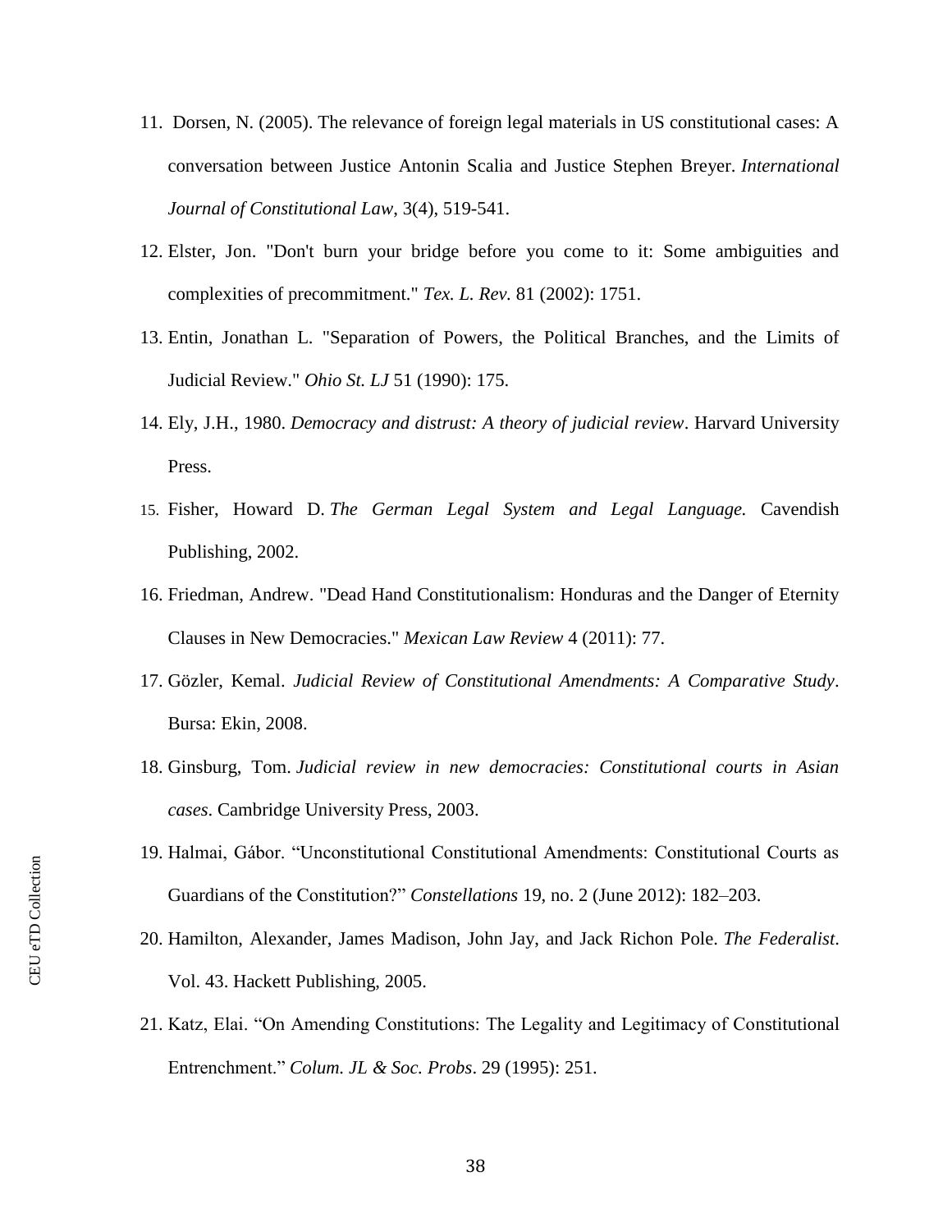11. Dorsen, N. (2005). The relevance of foreign legal materials in US constitutional cases: A conversation between Justice Antonin Scalia and Justice Stephen Breyer. *International Journal of Constitutional Law*, 3(4), 519-541.
12. Elster, Jon. "Don't burn your bridge before you come to it: Some ambiguities and complexities of precommitment." *Tex. L. Rev.* 81 (2002): 1751.
13. Entin, Jonathan L. "Separation of Powers, the Political Branches, and the Limits of Judicial Review." *Ohio St. LJ* 51 (1990): 175.
14. Ely, J.H., 1980. *Democracy and distrust: A theory of judicial review*. Harvard University Press.
15. Fisher, Howard D. *The German Legal System and Legal Language.* Cavendish Publishing, 2002.
16. Friedman, Andrew. "Dead Hand Constitutionalism: Honduras and the Danger of Eternity Clauses in New Democracies." *Mexican Law Review* 4 (2011): 77.
17. Gözler, Kemal. *Judicial Review of Constitutional Amendments: A Comparative Study*. Bursa: Ekin, 2008.
18. Ginsburg, Tom. *Judicial review in new democracies: Constitutional courts in Asian cases*. Cambridge University Press, 2003.
19. Halmai, Gábor. "Unconstitutional Constitutional Amendments: Constitutional Courts as Guardians of the Constitution?" *Constellations* 19, no. 2 (June 2012): 182–203.
20. Hamilton, Alexander, James Madison, John Jay, and Jack Richon Pole. *The Federalist*. Vol. 43. Hackett Publishing, 2005.
21. Katz, Elai. "On Amending Constitutions: The Legality and Legitimacy of Constitutional Entrenchment." *Colum. JL & Soc. Probs*. 29 (1995): 251.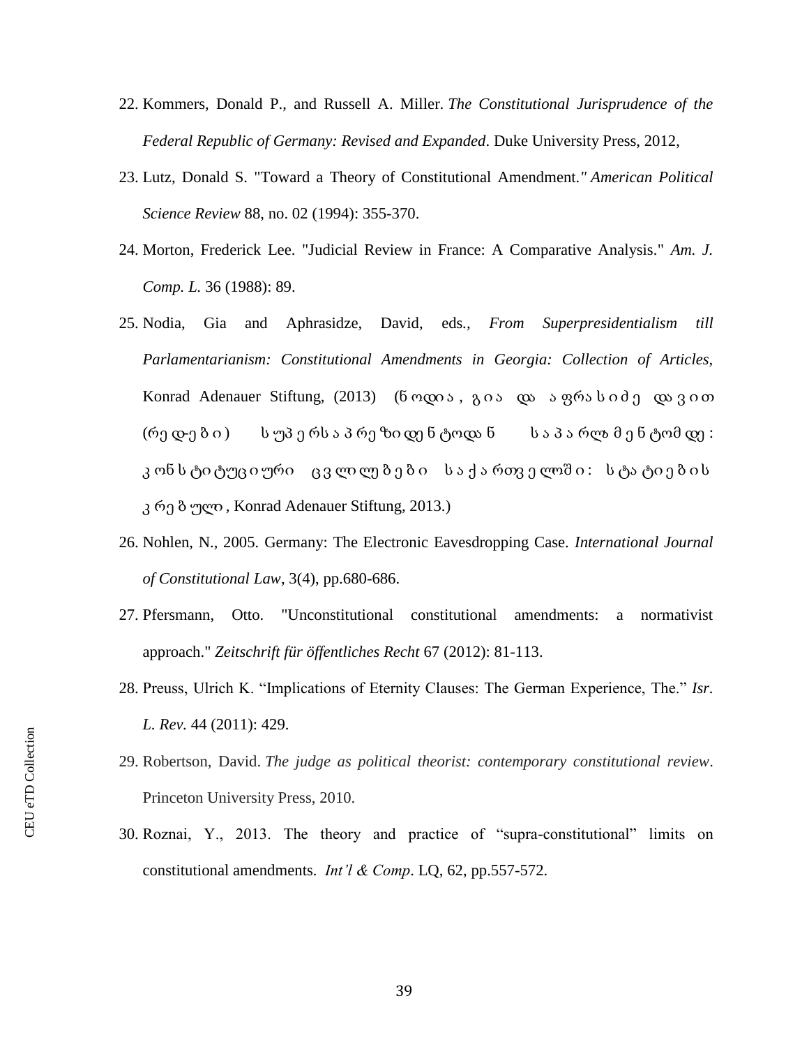22. Kommers, Donald P., and Russell A. Miller. *The Constitutional Jurisprudence of the Federal Republic of Germany: Revised and Expanded*. Duke University Press, 2012,
23. Lutz, Donald S. "Toward a Theory of Constitutional Amendment." *American Political Science Review* 88, no. 02 (1994): 355-370.
24. Morton, Frederick Lee. "Judicial Review in France: A Comparative Analysis." *Am. J. Comp. L.* 36 (1988): 89.
25. Nodia, Gia and Aphrasidze, David, eds., *From Superpresidentialism till Parlamentarianism: Constitutional Amendments in Georgia: Collection of Articles,* Konrad Adenauer Stiftung, (2013) (ნოდია, გია და აფრასიძე დავით (რედ-ბი) სუპერსაპრეზიდენტოდან საპარლამენტომდე: კონსტიტუციური ცვლილებები საქართველოში: სტატიების კრებული, Konrad Adenauer Stiftung, 2013.)
26. Nohlen, N., 2005. Germany: The Electronic Eavesdropping Case. *International Journal of Constitutional Law*, 3(4), pp.680-686.
27. Pfersmann, Otto. "Unconstitutional constitutional amendments: a normativist approach." *Zeitschrift für öffentliches Recht* 67 (2012): 81-113.
28. Preuss, Ulrich K. "Implications of Eternity Clauses: The German Experience, The." *Isr. L. Rev.* 44 (2011): 429.
29. Robertson, David. *The judge as political theorist: contemporary constitutional review*. Princeton University Press, 2010.
30. Roznai, Y., 2013. The theory and practice of "supra-constitutional" limits on constitutional amendments. *Int'l & Comp*. LQ, 62, pp.557-572.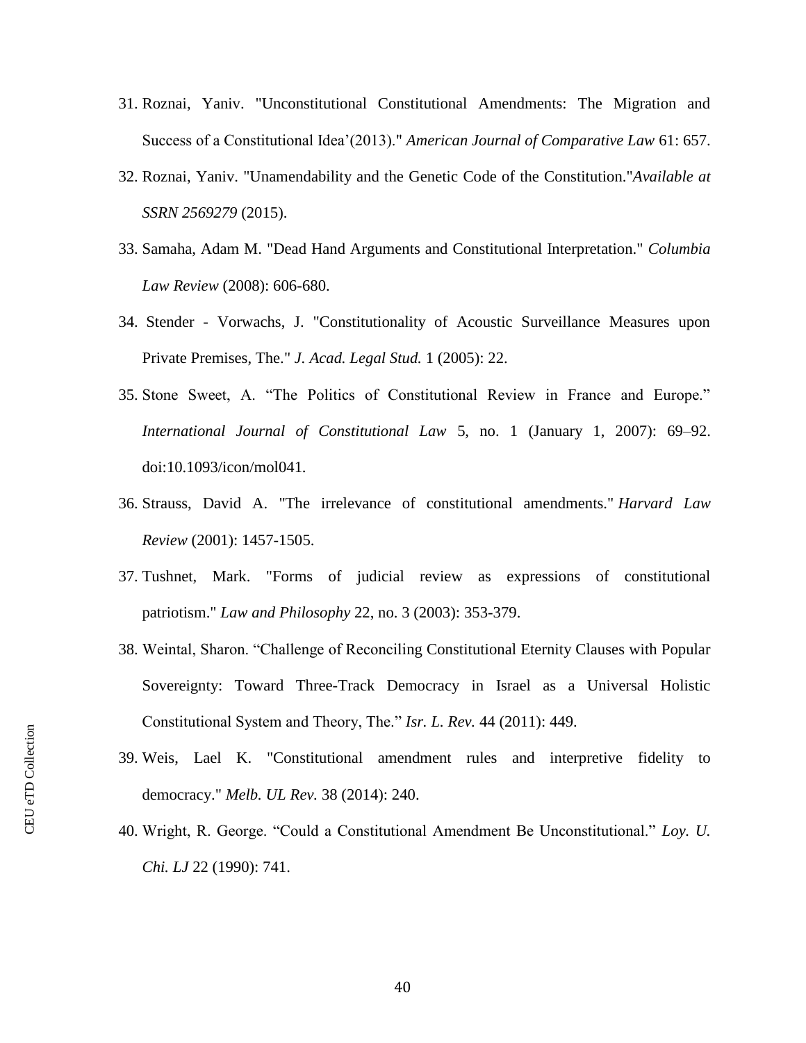31. Roznai, Yaniv. "Unconstitutional Constitutional Amendments: The Migration and Success of a Constitutional Idea'(2013)." *American Journal of Comparative Law* 61: 657.
32. Roznai, Yaniv. "Unamendability and the Genetic Code of the Constitution."*Available at SSRN 2569279* (2015).
33. Samaha, Adam M. "Dead Hand Arguments and Constitutional Interpretation." *Columbia Law Review* (2008): 606-680.
34. Stender - Vorwachs, J. "Constitutionality of Acoustic Surveillance Measures upon Private Premises, The." *J. Acad. Legal Stud.* 1 (2005): 22.
35. Stone Sweet, A. "The Politics of Constitutional Review in France and Europe." *International Journal of Constitutional Law* 5, no. 1 (January 1, 2007): 69–92. doi:10.1093/icon/mol041.
36. Strauss, David A. "The irrelevance of constitutional amendments." *Harvard Law Review* (2001): 1457-1505.
37. Tushnet, Mark. "Forms of judicial review as expressions of constitutional patriotism." *Law and Philosophy* 22, no. 3 (2003): 353-379.
38. Weintal, Sharon. "Challenge of Reconciling Constitutional Eternity Clauses with Popular Sovereignty: Toward Three-Track Democracy in Israel as a Universal Holistic Constitutional System and Theory, The." *Isr. L. Rev.* 44 (2011): 449.
39. Weis, Lael K. "Constitutional amendment rules and interpretive fidelity to democracy." *Melb. UL Rev.* 38 (2014): 240.
40. Wright, R. George. "Could a Constitutional Amendment Be Unconstitutional." *Loy. U. Chi. LJ* 22 (1990): 741.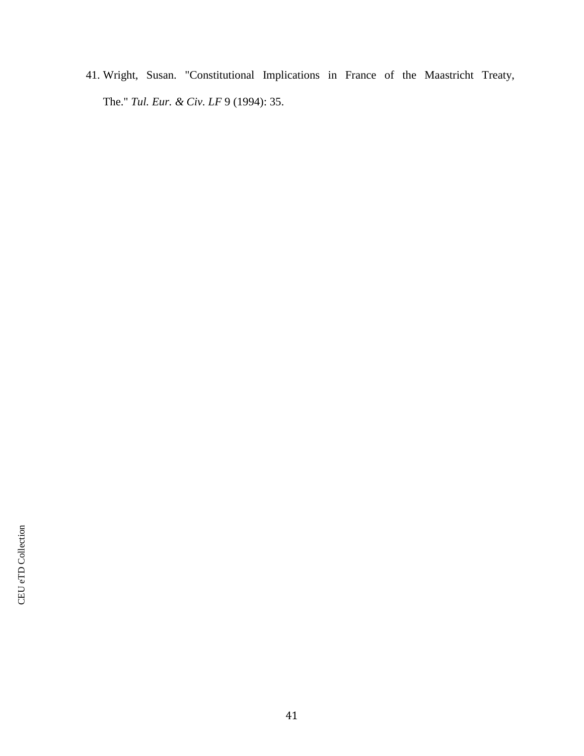41. Wright, Susan. "Constitutional Implications in France of the Maastricht Treaty, The." *Tul. Eur. & Civ. LF* 9 (1994): 35.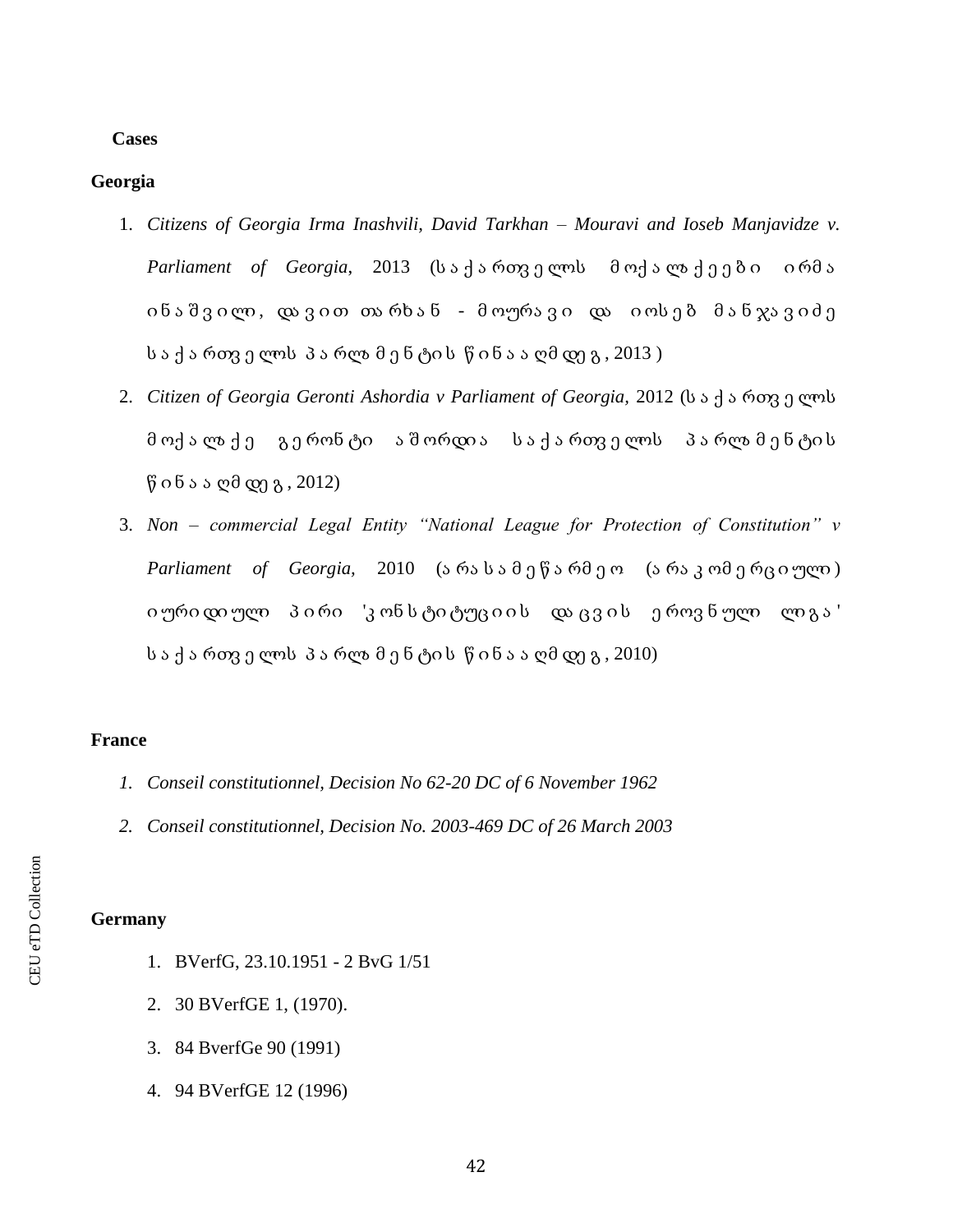**Cases**

**Georgia**

1. *Citizens of Georgia Irma Inashvili, David Tarkhan – Mouravi and Ioseb Manjavidze v. Parliament of Georgia*, 2013 (საქართველოს მოქალაქეები ირმა ინაშვილი, დავით თარხან - მოურავი და იოსებ მანჯავიძე საქართველოს პარლამენტის წინააღმდეგ, 2013)
2. *Citizen of Georgia Geronti Ashordia v Parliament of Georgia,* 2012 (საქართველოს მოქალაქე გერონტი აშორდია საქართველოს პარლამენტის წინააღმდეგ, 2012)
3. *Non – commercial Legal Entity "National League for Protection of Constitution" v Parliament of Georgia,* 2010 (არასამეწარმეო (არაკომერციული) იურიდიული პირი 'კონსტიტუციის დაცვის ეროვნული ლიგა' საქართველოს პარლამენტის წინააღმდეგ, 2010)

**France**

1. *Conseil constitutionnel, Decision No 62-20 DC of 6 November 1962*
2. *Conseil constitutionnel, Decision No. 2003-469 DC of 26 March 2003*

**Germany**

1. BVerfG, 23.10.1951 - 2 BvG 1/51
2. 30 BVerfGE 1, (1970).
3. 84 BverfGe 90 (1991)
4. 94 BVerfGE 12 (1996)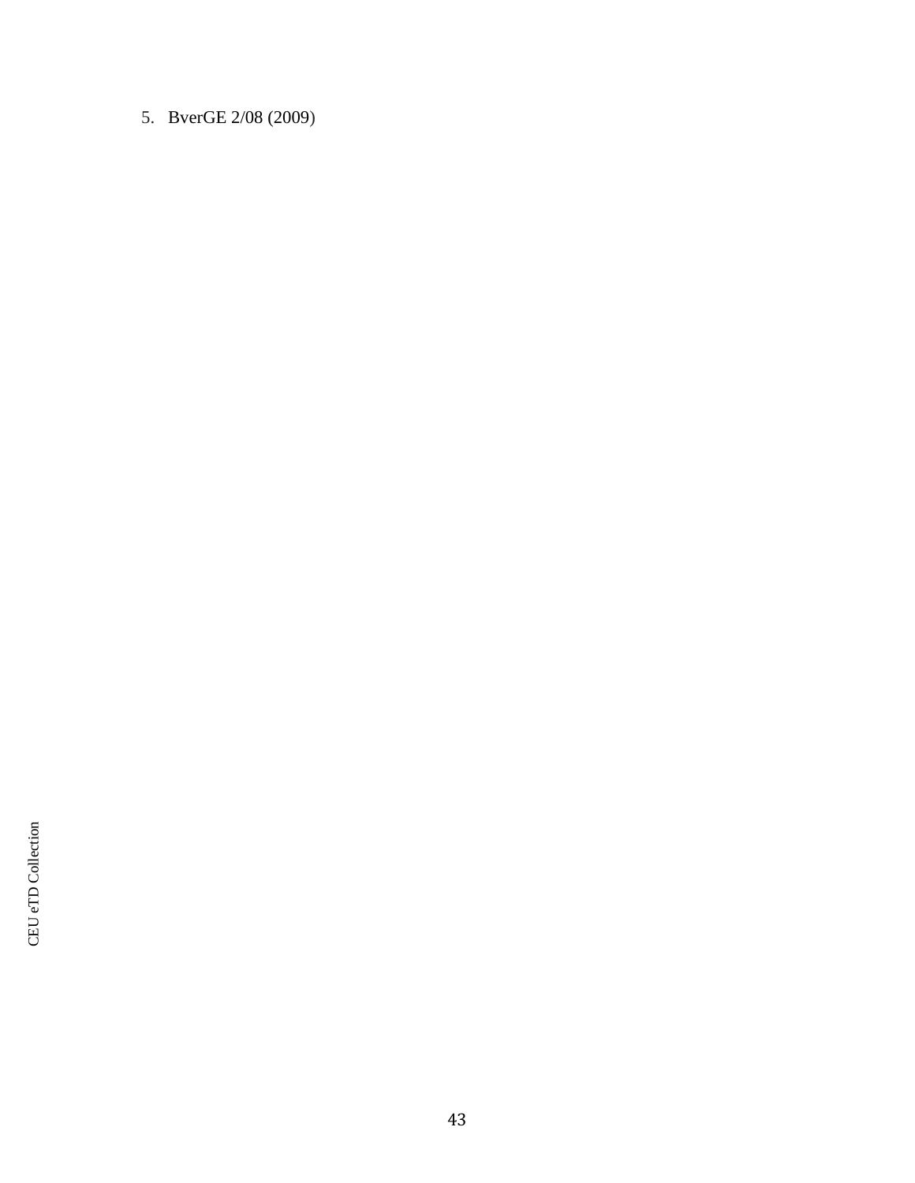5. BverGE 2/08 (2009)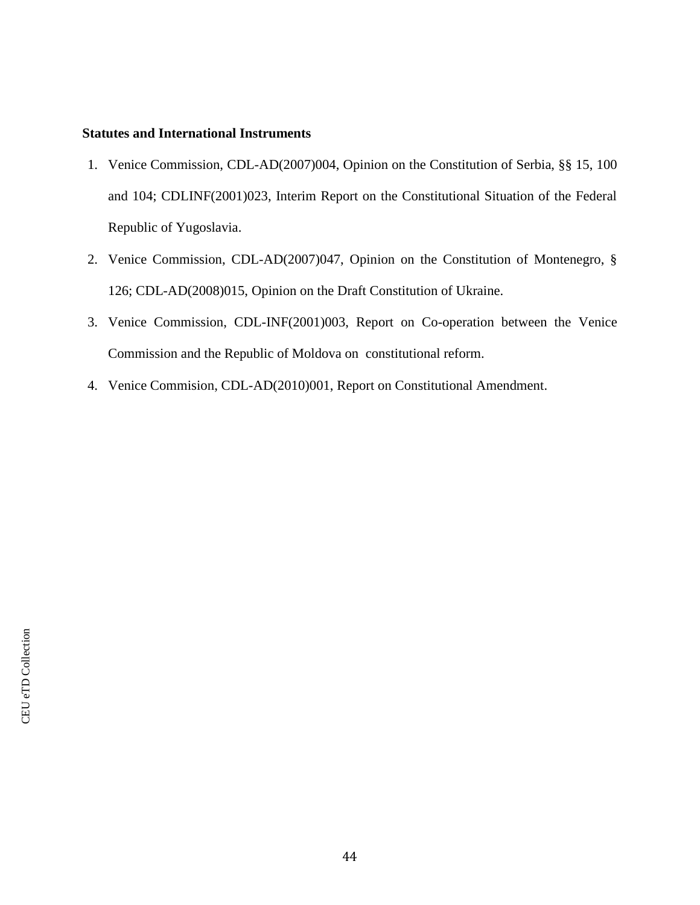**Statutes and International Instruments**

1. Venice Commission, CDL-AD(2007)004, Opinion on the Constitution of Serbia, §§ 15, 100 and 104; CDLINF(2001)023, Interim Report on the Constitutional Situation of the Federal Republic of Yugoslavia.
2. Venice Commission, CDL-AD(2007)047, Opinion on the Constitution of Montenegro, § 126; CDL-AD(2008)015, Opinion on the Draft Constitution of Ukraine.
3. Venice Commission, CDL-INF(2001)003, Report on Co-operation between the Venice Commission and the Republic of Moldova on constitutional reform.
4. Venice Commision, CDL-AD(2010)001, Report on Constitutional Amendment.